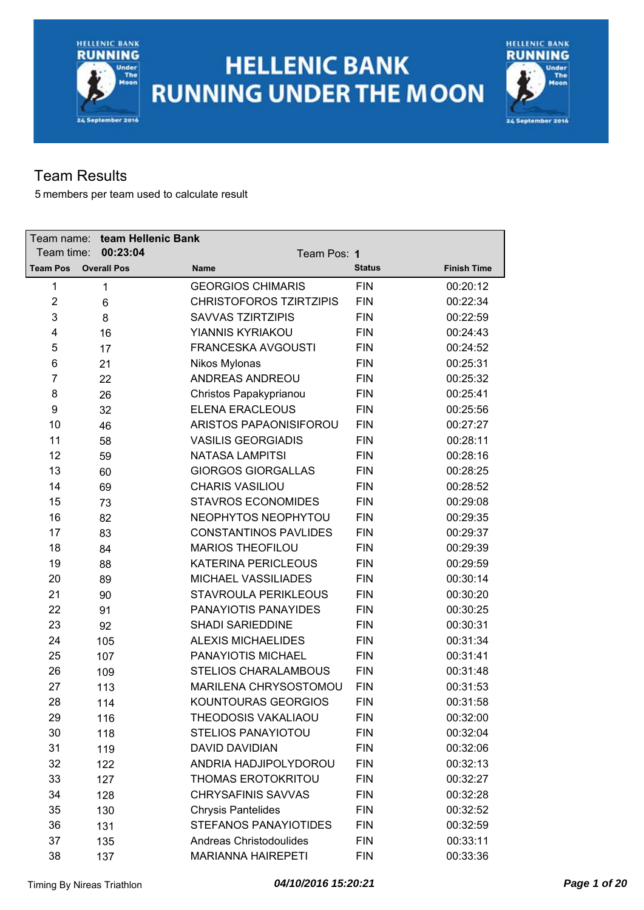# HELLENIC BANK RUNNING UNDER THE MOON

## Team Results

5 members per team used to calculate result

Team name: **team Hellenic Bank**
Team time: **00:23:04**
Team Pos: **1**

| Team Pos | Overall Pos | Name | Status | Finish Time |
|---|---|---|---|---|
| 1 | 1 | GEORGIOS CHIMARIS | FIN | 00:20:12 |
| 2 | 6 | CHRISTOFOROS TZIRTZIPIS | FIN | 00:22:34 |
| 3 | 8 | SAVVAS TZIRTZIPIS | FIN | 00:22:59 |
| 4 | 16 | YIANNIS KYRIAKOU | FIN | 00:24:43 |
| 5 | 17 | FRANCESKA AVGOUSTI | FIN | 00:24:52 |
| 6 | 21 | Nikos Mylonas | FIN | 00:25:31 |
| 7 | 22 | ANDREAS ANDREOU | FIN | 00:25:32 |
| 8 | 26 | Christos Papakyprianou | FIN | 00:25:41 |
| 9 | 32 | ELENA ERACLEOUS | FIN | 00:25:56 |
| 10 | 46 | ARISTOS PAPAONISIFOROU | FIN | 00:27:27 |
| 11 | 58 | VASILIS GEORGIADIS | FIN | 00:28:11 |
| 12 | 59 | NATASA LAMPITSI | FIN | 00:28:16 |
| 13 | 60 | GIORGOS GIORGALLAS | FIN | 00:28:25 |
| 14 | 69 | CHARIS VASILIOU | FIN | 00:28:52 |
| 15 | 73 | STAVROS ECONOMIDES | FIN | 00:29:08 |
| 16 | 82 | NEOPHYTOS NEOPHYTOU | FIN | 00:29:35 |
| 17 | 83 | CONSTANTINOS PAVLIDES | FIN | 00:29:37 |
| 18 | 84 | MARIOS THEOFILOU | FIN | 00:29:39 |
| 19 | 88 | KATERINA PERICLEOUS | FIN | 00:29:59 |
| 20 | 89 | MICHAEL VASSILIADES | FIN | 00:30:14 |
| 21 | 90 | STAVROULA PERIKLEOUS | FIN | 00:30:20 |
| 22 | 91 | PANAYIOTIS PANAYIDES | FIN | 00:30:25 |
| 23 | 92 | SHADI SARIEDDINE | FIN | 00:30:31 |
| 24 | 105 | ALEXIS MICHAELIDES | FIN | 00:31:34 |
| 25 | 107 | PANAYIOTIS MICHAEL | FIN | 00:31:41 |
| 26 | 109 | STELIOS CHARALAMBOUS | FIN | 00:31:48 |
| 27 | 113 | MARILENA CHRYSOSTOMOU | FIN | 00:31:53 |
| 28 | 114 | KOUNTOURAS GEORGIOS | FIN | 00:31:58 |
| 29 | 116 | THEODOSIS VAKALIAOU | FIN | 00:32:00 |
| 30 | 118 | STELIOS PANAYIOTOU | FIN | 00:32:04 |
| 31 | 119 | DAVID DAVIDIAN | FIN | 00:32:06 |
| 32 | 122 | ANDRIA HADJIPOLYDOROU | FIN | 00:32:13 |
| 33 | 127 | THOMAS EROTOKRITOU | FIN | 00:32:27 |
| 34 | 128 | CHRYSAFINIS SAVVAS | FIN | 00:32:28 |
| 35 | 130 | Chrysis Pantelides | FIN | 00:32:52 |
| 36 | 131 | STEFANOS PANAYIOTIDES | FIN | 00:32:59 |
| 37 | 135 | Andreas Christodoulides | FIN | 00:33:11 |
| 38 | 137 | MARIANNA HAIREPETI | FIN | 00:33:36 |

Timing By Nireas Triathlon *04/10/2016 15:20:21*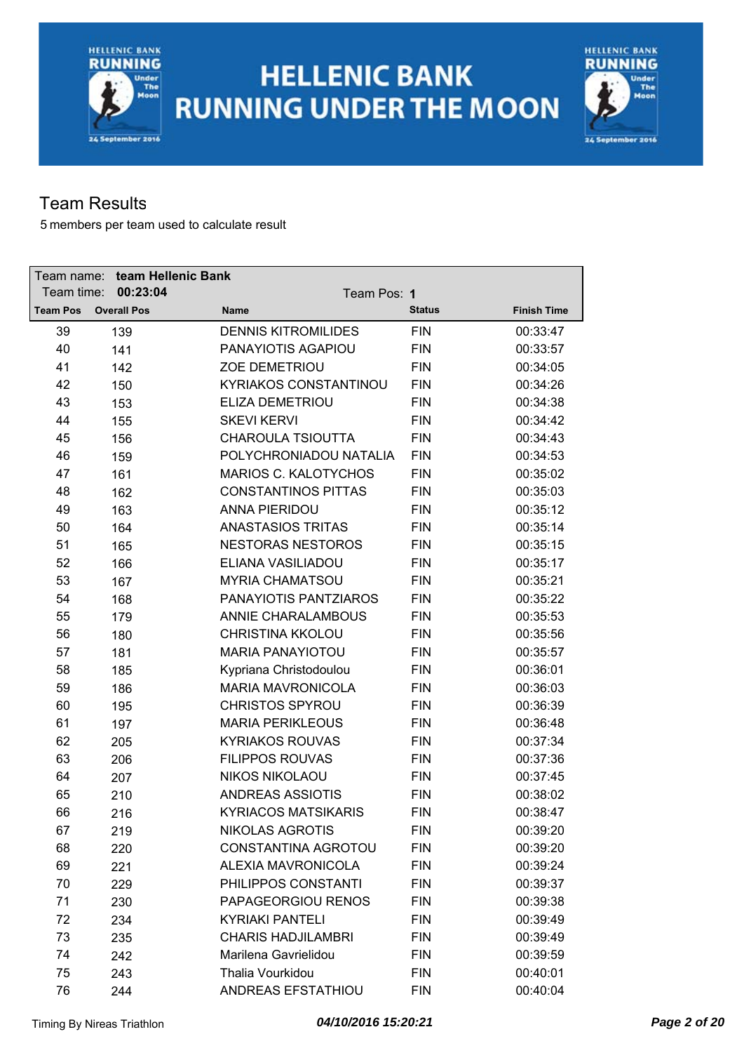# HELLENIC BANK RUNNING UNDER THE MOON

## Team Results

5 members per team used to calculate result

**Team name:** team Hellenic Bank
**Team time:** 00:23:04
**Team Pos:** 1

| Team Pos | Overall Pos | Name | Status | Finish Time |
|---|---|---|---|---|
| 39 | 139 | DENNIS KITROMILIDES | FIN | 00:33:47 |
| 40 | 141 | PANAYIOTIS AGAPIOU | FIN | 00:33:57 |
| 41 | 142 | ZOE DEMETRIOU | FIN | 00:34:05 |
| 42 | 150 | KYRIAKOS CONSTANTINOU | FIN | 00:34:26 |
| 43 | 153 | ELIZA DEMETRIOU | FIN | 00:34:38 |
| 44 | 155 | SKEVI KERVI | FIN | 00:34:42 |
| 45 | 156 | CHAROULA TSIOUTTA | FIN | 00:34:43 |
| 46 | 159 | POLYCHRONIADOU NATALIA | FIN | 00:34:53 |
| 47 | 161 | MARIOS C. KALOTYCHOS | FIN | 00:35:02 |
| 48 | 162 | CONSTANTINOS PITTAS | FIN | 00:35:03 |
| 49 | 163 | ANNA PIERIDOU | FIN | 00:35:12 |
| 50 | 164 | ANASTASIOS TRITAS | FIN | 00:35:14 |
| 51 | 165 | NESTORAS NESTOROS | FIN | 00:35:15 |
| 52 | 166 | ELIANA VASILIADOU | FIN | 00:35:17 |
| 53 | 167 | MYRIA CHAMATSOU | FIN | 00:35:21 |
| 54 | 168 | PANAYIOTIS PANTZIAROS | FIN | 00:35:22 |
| 55 | 179 | ANNIE CHARALAMBOUS | FIN | 00:35:53 |
| 56 | 180 | CHRISTINA KKOLOU | FIN | 00:35:56 |
| 57 | 181 | MARIA PANAYIOTOU | FIN | 00:35:57 |
| 58 | 185 | Kypriana Christodoulou | FIN | 00:36:01 |
| 59 | 186 | MARIA MAVRONICOLA | FIN | 00:36:03 |
| 60 | 195 | CHRISTOS SPYROU | FIN | 00:36:39 |
| 61 | 197 | MARIA PERIKLEOUS | FIN | 00:36:48 |
| 62 | 205 | KYRIAKOS ROUVAS | FIN | 00:37:34 |
| 63 | 206 | FILIPPOS ROUVAS | FIN | 00:37:36 |
| 64 | 207 | NIKOS NIKOLAOU | FIN | 00:37:45 |
| 65 | 210 | ANDREAS ASSIOTIS | FIN | 00:38:02 |
| 66 | 216 | KYRIACOS MATSIKARIS | FIN | 00:38:47 |
| 67 | 219 | NIKOLAS AGROTIS | FIN | 00:39:20 |
| 68 | 220 | CONSTANTINA AGROTOU | FIN | 00:39:20 |
| 69 | 221 | ALEXIA MAVRONICOLA | FIN | 00:39:24 |
| 70 | 229 | PHILIPPOS CONSTANTI | FIN | 00:39:37 |
| 71 | 230 | PAPAGEORGIOU RENOS | FIN | 00:39:38 |
| 72 | 234 | KYRIAKI PANTELI | FIN | 00:39:49 |
| 73 | 235 | CHARIS HADJILAMBRI | FIN | 00:39:49 |
| 74 | 242 | Marilena Gavrielidou | FIN | 00:39:59 |
| 75 | 243 | Thalia Vourkidou | FIN | 00:40:01 |
| 76 | 244 | ANDREAS EFSTATHIOU | FIN | 00:40:04 |

Timing By Nireas Triathlon *04/10/2016 15:20:21*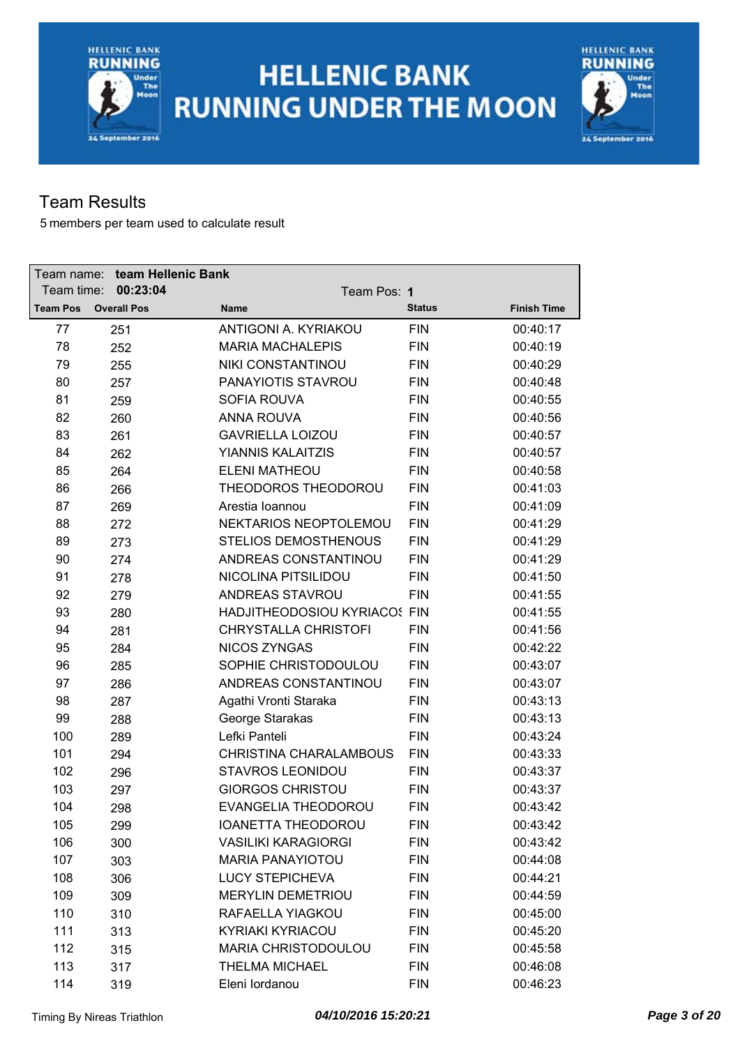# HELLENIC BANK RUNNING UNDER THE MOON

## Team Results

5 members per team used to calculate result

| Team name: **team Hellenic Bank** | | | | |
|---|---|---|---|---|
| Team time: **00:23:04** | | Team Pos: **1** | | |
| **Team Pos** | **Overall Pos** | **Name** | **Status** | **Finish Time** |
| 77 | 251 | ANTIGONI A. KYRIAKOU | FIN | 00:40:17 |
| 78 | 252 | MARIA MACHALEPIS | FIN | 00:40:19 |
| 79 | 255 | NIKI CONSTANTINOU | FIN | 00:40:29 |
| 80 | 257 | PANAYIOTIS STAVROU | FIN | 00:40:48 |
| 81 | 259 | SOFIA ROUVA | FIN | 00:40:55 |
| 82 | 260 | ANNA ROUVA | FIN | 00:40:56 |
| 83 | 261 | GAVRIELLA LOIZOU | FIN | 00:40:57 |
| 84 | 262 | YIANNIS KALAITZIS | FIN | 00:40:57 |
| 85 | 264 | ELENI MATHEOU | FIN | 00:40:58 |
| 86 | 266 | THEODOROS THEODOROU | FIN | 00:41:03 |
| 87 | 269 | Arestia Ioannou | FIN | 00:41:09 |
| 88 | 272 | NEKTARIOS NEOPTOLEMOU | FIN | 00:41:29 |
| 89 | 273 | STELIOS DEMOSTHENOUS | FIN | 00:41:29 |
| 90 | 274 | ANDREAS CONSTANTINOU | FIN | 00:41:29 |
| 91 | 278 | NICOLINA PITSILIDOU | FIN | 00:41:50 |
| 92 | 279 | ANDREAS STAVROU | FIN | 00:41:55 |
| 93 | 280 | HADJITHEODOSIOU KYRIACOS | FIN | 00:41:55 |
| 94 | 281 | CHRYSTALLA CHRISTOFI | FIN | 00:41:56 |
| 95 | 284 | NICOS ZYNGAS | FIN | 00:42:22 |
| 96 | 285 | SOPHIE CHRISTODOULOU | FIN | 00:43:07 |
| 97 | 286 | ANDREAS CONSTANTINOU | FIN | 00:43:07 |
| 98 | 287 | Agathi Vronti Staraka | FIN | 00:43:13 |
| 99 | 288 | George Starakas | FIN | 00:43:13 |
| 100 | 289 | Lefki Panteli | FIN | 00:43:24 |
| 101 | 294 | CHRISTINA CHARALAMBOUS | FIN | 00:43:33 |
| 102 | 296 | STAVROS LEONIDOU | FIN | 00:43:37 |
| 103 | 297 | GIORGOS CHRISTOU | FIN | 00:43:37 |
| 104 | 298 | EVANGELIA THEODOROU | FIN | 00:43:42 |
| 105 | 299 | IOANETTA THEODOROU | FIN | 00:43:42 |
| 106 | 300 | VASILIKI KARAGIORGI | FIN | 00:43:42 |
| 107 | 303 | MARIA PANAYIOTOU | FIN | 00:44:08 |
| 108 | 306 | LUCY STEPICHEVA | FIN | 00:44:21 |
| 109 | 309 | MERYLIN DEMETRIOU | FIN | 00:44:59 |
| 110 | 310 | RAFAELLA YIAGKOU | FIN | 00:45:00 |
| 111 | 313 | KYRIAKI KYRIACOU | FIN | 00:45:20 |
| 112 | 315 | MARIA CHRISTODOULOU | FIN | 00:45:58 |
| 113 | 317 | THELMA MICHAEL | FIN | 00:46:08 |
| 114 | 319 | Eleni Iordanou | FIN | 00:46:23 |

Timing By Nireas Triathlon — *04/10/2016 15:20:21*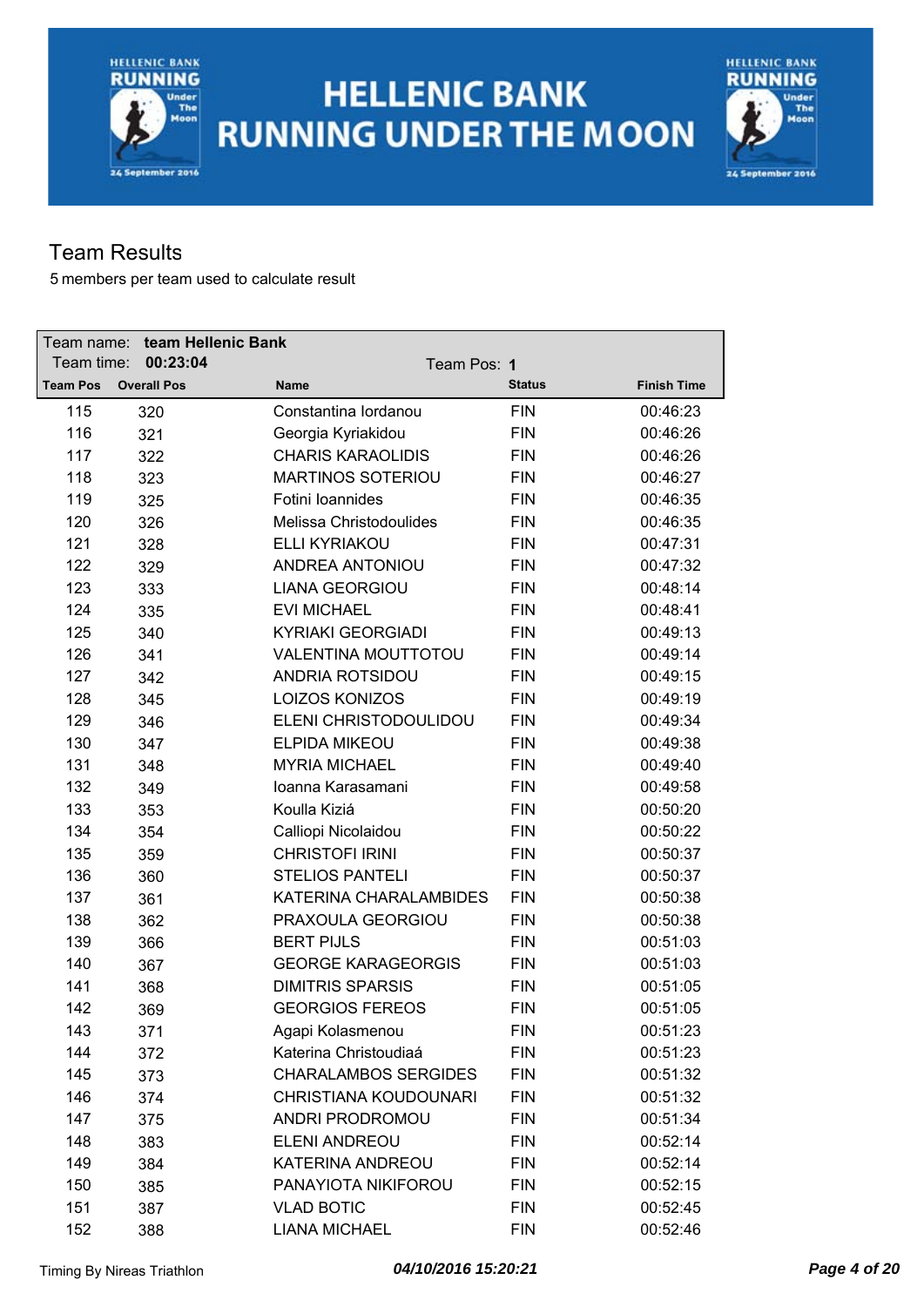# HELLENIC BANK RUNNING UNDER THE MOON

## Team Results

5 members per team used to calculate result

Team name: **team Hellenic Bank**
Team time: **00:23:04** Team Pos: **1**

| Team Pos | Overall Pos | Name | Status | Finish Time |
|---|---|---|---|---|
| 115 | 320 | Constantina Iordanou | FIN | 00:46:23 |
| 116 | 321 | Georgia Kyriakidou | FIN | 00:46:26 |
| 117 | 322 | CHARIS KARAOLIDIS | FIN | 00:46:26 |
| 118 | 323 | MARTINOS SOTERIOU | FIN | 00:46:27 |
| 119 | 325 | Fotini Ioannides | FIN | 00:46:35 |
| 120 | 326 | Melissa Christodoulides | FIN | 00:46:35 |
| 121 | 328 | ELLI KYRIAKOU | FIN | 00:47:31 |
| 122 | 329 | ANDREA ANTONIOU | FIN | 00:47:32 |
| 123 | 333 | LIANA GEORGIOU | FIN | 00:48:14 |
| 124 | 335 | EVI MICHAEL | FIN | 00:48:41 |
| 125 | 340 | KYRIAKI GEORGIADI | FIN | 00:49:13 |
| 126 | 341 | VALENTINA MOUTTOTOU | FIN | 00:49:14 |
| 127 | 342 | ANDRIA ROTSIDOU | FIN | 00:49:15 |
| 128 | 345 | LOIZOS KONIZOS | FIN | 00:49:19 |
| 129 | 346 | ELENI CHRISTODOULIDOU | FIN | 00:49:34 |
| 130 | 347 | ELPIDA MIKEOU | FIN | 00:49:38 |
| 131 | 348 | MYRIA MICHAEL | FIN | 00:49:40 |
| 132 | 349 | Ioanna Karasamani | FIN | 00:49:58 |
| 133 | 353 | Koulla Kiziá | FIN | 00:50:20 |
| 134 | 354 | Calliopi Nicolaidou | FIN | 00:50:22 |
| 135 | 359 | CHRISTOFI IRINI | FIN | 00:50:37 |
| 136 | 360 | STELIOS PANTELI | FIN | 00:50:37 |
| 137 | 361 | KATERINA CHARALAMBIDES | FIN | 00:50:38 |
| 138 | 362 | PRAXOULA GEORGIOU | FIN | 00:50:38 |
| 139 | 366 | BERT PIJLS | FIN | 00:51:03 |
| 140 | 367 | GEORGE KARAGEORGIS | FIN | 00:51:03 |
| 141 | 368 | DIMITRIS SPARSIS | FIN | 00:51:05 |
| 142 | 369 | GEORGIOS FEREOS | FIN | 00:51:05 |
| 143 | 371 | Agapi Kolasmenou | FIN | 00:51:23 |
| 144 | 372 | Katerina Christoudiaá | FIN | 00:51:23 |
| 145 | 373 | CHARALAMBOS SERGIDES | FIN | 00:51:32 |
| 146 | 374 | CHRISTIANA KOUDOUNARI | FIN | 00:51:32 |
| 147 | 375 | ANDRI PRODROMOU | FIN | 00:51:34 |
| 148 | 383 | ELENI ANDREOU | FIN | 00:52:14 |
| 149 | 384 | KATERINA ANDREOU | FIN | 00:52:14 |
| 150 | 385 | PANAYIOTA NIKIFOROU | FIN | 00:52:15 |
| 151 | 387 | VLAD BOTIC | FIN | 00:52:45 |
| 152 | 388 | LIANA MICHAEL | FIN | 00:52:46 |

Timing By Nireas Triathlon *04/10/2016 15:20:21*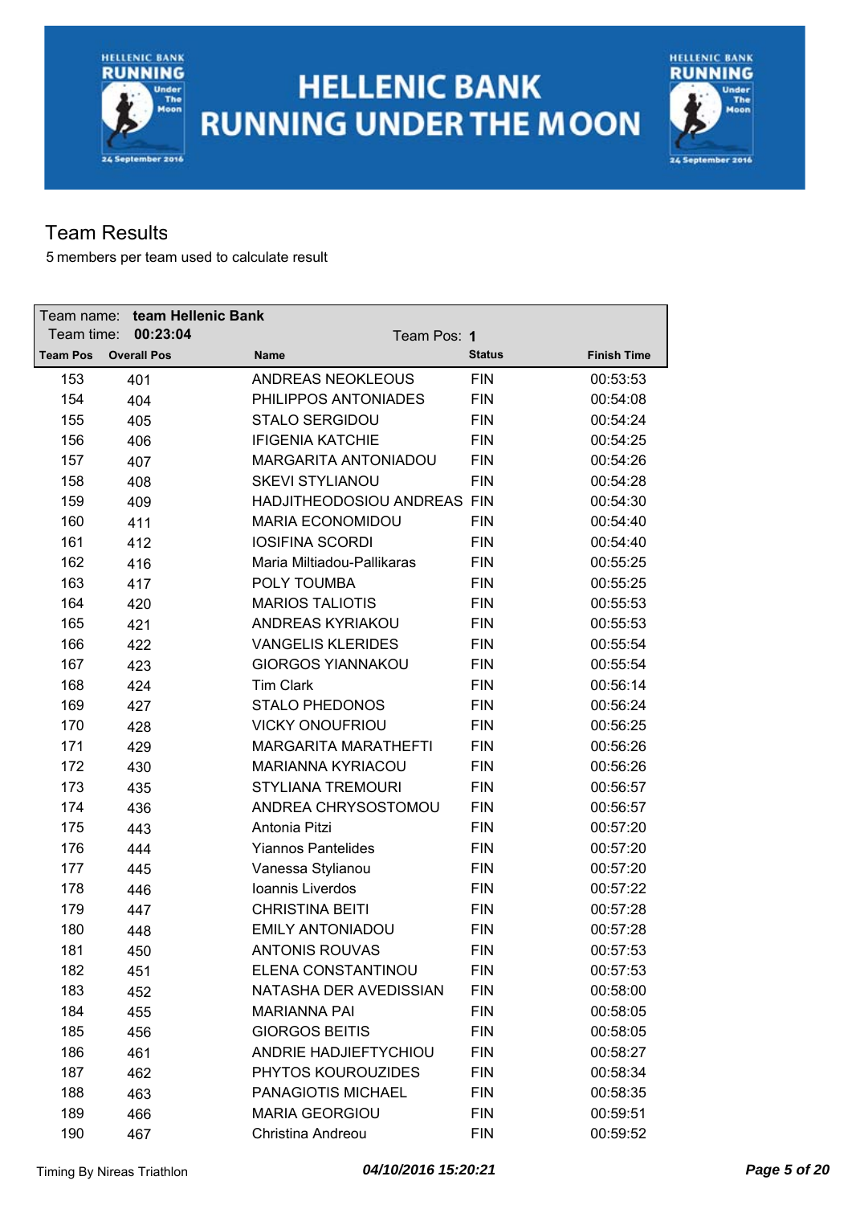# HELLENIC BANK RUNNING UNDER THE MOON

## Team Results

5 members per team used to calculate result

| Team name: **team Hellenic Bank** | | | | |
|---|---|---|---|---|
| Team time: **00:23:04** | | Team Pos: **1** | | |
| **Team Pos** | **Overall Pos** | **Name** | **Status** | **Finish Time** |
| 153 | 401 | ANDREAS NEOKLEOUS | FIN | 00:53:53 |
| 154 | 404 | PHILIPPOS ANTONIADES | FIN | 00:54:08 |
| 155 | 405 | STALO SERGIDOU | FIN | 00:54:24 |
| 156 | 406 | IFIGENIA KATCHIE | FIN | 00:54:25 |
| 157 | 407 | MARGARITA ANTONIADOU | FIN | 00:54:26 |
| 158 | 408 | SKEVI STYLIANOU | FIN | 00:54:28 |
| 159 | 409 | HADJITHEODOSIOU ANDREAS | FIN | 00:54:30 |
| 160 | 411 | MARIA ECONOMIDOU | FIN | 00:54:40 |
| 161 | 412 | IOSIFINA SCORDI | FIN | 00:54:40 |
| 162 | 416 | Maria Miltiadou-Pallikaras | FIN | 00:55:25 |
| 163 | 417 | POLY TOUMBA | FIN | 00:55:25 |
| 164 | 420 | MARIOS TALIOTIS | FIN | 00:55:53 |
| 165 | 421 | ANDREAS KYRIAKOU | FIN | 00:55:53 |
| 166 | 422 | VANGELIS KLERIDES | FIN | 00:55:54 |
| 167 | 423 | GIORGOS YIANNAKOU | FIN | 00:55:54 |
| 168 | 424 | Tim Clark | FIN | 00:56:14 |
| 169 | 427 | STALO PHEDONOS | FIN | 00:56:24 |
| 170 | 428 | VICKY ONOUFRIOU | FIN | 00:56:25 |
| 171 | 429 | MARGARITA MARATHEFTI | FIN | 00:56:26 |
| 172 | 430 | MARIANNA KYRIACOU | FIN | 00:56:26 |
| 173 | 435 | STYLIANA TREMOURI | FIN | 00:56:57 |
| 174 | 436 | ANDREA CHRYSOSTOMOU | FIN | 00:56:57 |
| 175 | 443 | Antonia Pitzi | FIN | 00:57:20 |
| 176 | 444 | Yiannos Pantelides | FIN | 00:57:20 |
| 177 | 445 | Vanessa Stylianou | FIN | 00:57:20 |
| 178 | 446 | Ioannis Liverdos | FIN | 00:57:22 |
| 179 | 447 | CHRISTINA BEITI | FIN | 00:57:28 |
| 180 | 448 | EMILY ANTONIADOU | FIN | 00:57:28 |
| 181 | 450 | ANTONIS ROUVAS | FIN | 00:57:53 |
| 182 | 451 | ELENA CONSTANTINOU | FIN | 00:57:53 |
| 183 | 452 | NATASHA DER AVEDISSIAN | FIN | 00:58:00 |
| 184 | 455 | MARIANNA PAI | FIN | 00:58:05 |
| 185 | 456 | GIORGOS BEITIS | FIN | 00:58:05 |
| 186 | 461 | ANDRIE HADJIEFTYCHIOU | FIN | 00:58:27 |
| 187 | 462 | PHYTOS KOUROUZIDES | FIN | 00:58:34 |
| 188 | 463 | PANAGIOTIS MICHAEL | FIN | 00:58:35 |
| 189 | 466 | MARIA GEORGIOU | FIN | 00:59:51 |
| 190 | 467 | Christina Andreou | FIN | 00:59:52 |

Timing By Nireas Triathlon *04/10/2016 15:20:21*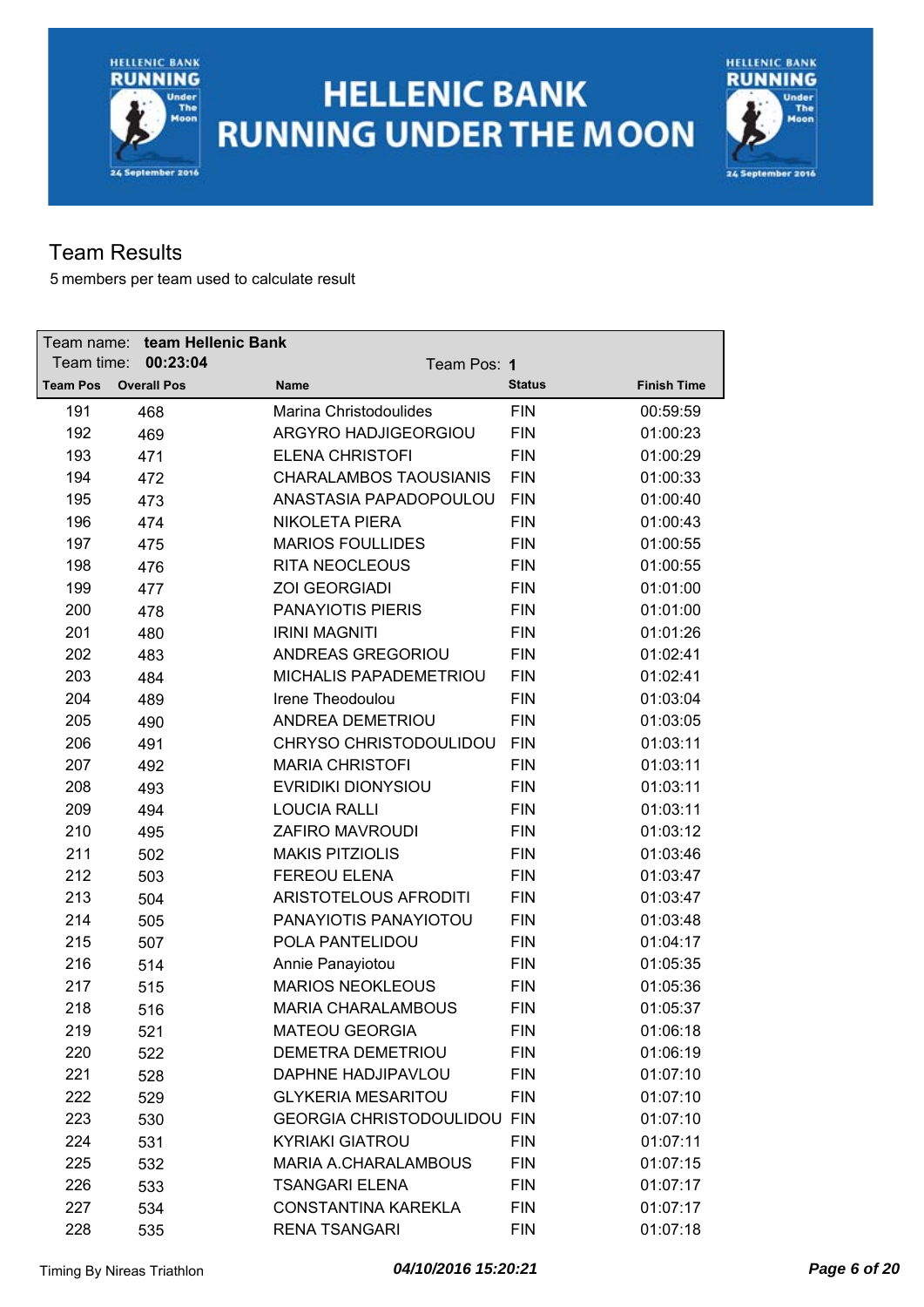# HELLENIC BANK RUNNING UNDER THE MOON

## Team Results

5 members per team used to calculate result

Team name: **team Hellenic Bank**
Team time: **00:23:04**
Team Pos: **1**

| Team Pos | Overall Pos | Name | Status | Finish Time |
|---|---|---|---|---|
| 191 | 468 | Marina Christodoulides | FIN | 00:59:59 |
| 192 | 469 | ARGYRO HADJIGEORGIOU | FIN | 01:00:23 |
| 193 | 471 | ELENA CHRISTOFI | FIN | 01:00:29 |
| 194 | 472 | CHARALAMBOS TAOUSIANIS | FIN | 01:00:33 |
| 195 | 473 | ANASTASIA PAPADOPOULOU | FIN | 01:00:40 |
| 196 | 474 | NIKOLETA PIERA | FIN | 01:00:43 |
| 197 | 475 | MARIOS FOULLIDES | FIN | 01:00:55 |
| 198 | 476 | RITA NEOCLEOUS | FIN | 01:00:55 |
| 199 | 477 | ZOI GEORGIADI | FIN | 01:01:00 |
| 200 | 478 | PANAYIOTIS PIERIS | FIN | 01:01:00 |
| 201 | 480 | IRINI MAGNITI | FIN | 01:01:26 |
| 202 | 483 | ANDREAS GREGORIOU | FIN | 01:02:41 |
| 203 | 484 | MICHALIS PAPADEMETRIOU | FIN | 01:02:41 |
| 204 | 489 | Irene Theodoulou | FIN | 01:03:04 |
| 205 | 490 | ANDREA DEMETRIOU | FIN | 01:03:05 |
| 206 | 491 | CHRYSO CHRISTODOULIDOU | FIN | 01:03:11 |
| 207 | 492 | MARIA CHRISTOFI | FIN | 01:03:11 |
| 208 | 493 | EVRIDIKI DIONYSIOU | FIN | 01:03:11 |
| 209 | 494 | LOUCIA RALLI | FIN | 01:03:11 |
| 210 | 495 | ZAFIRO MAVROUDI | FIN | 01:03:12 |
| 211 | 502 | MAKIS PITZIOLIS | FIN | 01:03:46 |
| 212 | 503 | FEREOU ELENA | FIN | 01:03:47 |
| 213 | 504 | ARISTOTELOUS AFRODITI | FIN | 01:03:47 |
| 214 | 505 | PANAYIOTIS PANAYIOTOU | FIN | 01:03:48 |
| 215 | 507 | POLA PANTELIDOU | FIN | 01:04:17 |
| 216 | 514 | Annie Panayiotou | FIN | 01:05:35 |
| 217 | 515 | MARIOS NEOKLEOUS | FIN | 01:05:36 |
| 218 | 516 | MARIA CHARALAMBOUS | FIN | 01:05:37 |
| 219 | 521 | MATEOU GEORGIA | FIN | 01:06:18 |
| 220 | 522 | DEMETRA DEMETRIOU | FIN | 01:06:19 |
| 221 | 528 | DAPHNE HADJIPAVLOU | FIN | 01:07:10 |
| 222 | 529 | GLYKERIA MESARITOU | FIN | 01:07:10 |
| 223 | 530 | GEORGIA CHRISTODOULIDOU | FIN | 01:07:10 |
| 224 | 531 | KYRIAKI GIATROU | FIN | 01:07:11 |
| 225 | 532 | MARIA A.CHARALAMBOUS | FIN | 01:07:15 |
| 226 | 533 | TSANGARI ELENA | FIN | 01:07:17 |
| 227 | 534 | CONSTANTINA KAREKLA | FIN | 01:07:17 |
| 228 | 535 | RENA TSANGARI | FIN | 01:07:18 |

Timing By Nireas Triathlon — *04/10/2016 15:20:21*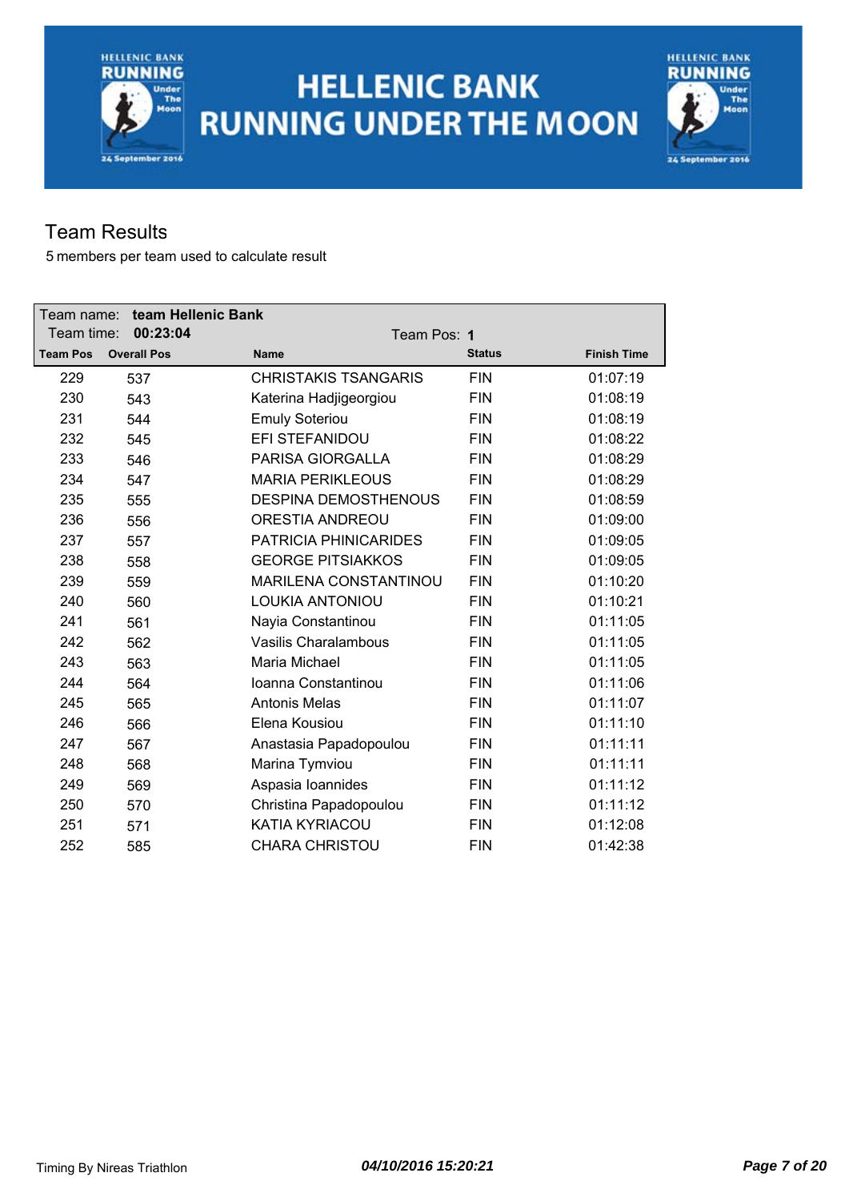# HELLENIC BANK RUNNING UNDER THE MOON

## Team Results

5 members per team used to calculate result

Team name: **team Hellenic Bank**
Team time: **00:23:04**
Team Pos: **1**

| Team Pos | Overall Pos | Name | Status | Finish Time |
|---|---|---|---|---|
| 229 | 537 | CHRISTAKIS TSANGARIS | FIN | 01:07:19 |
| 230 | 543 | Katerina Hadjigeorgiou | FIN | 01:08:19 |
| 231 | 544 | Emuly Soteriou | FIN | 01:08:19 |
| 232 | 545 | EFI STEFANIDOU | FIN | 01:08:22 |
| 233 | 546 | PARISA GIORGALLA | FIN | 01:08:29 |
| 234 | 547 | MARIA PERIKLEOUS | FIN | 01:08:29 |
| 235 | 555 | DESPINA DEMOSTHENOUS | FIN | 01:08:59 |
| 236 | 556 | ORESTIA ANDREOU | FIN | 01:09:00 |
| 237 | 557 | PATRICIA PHINICARIDES | FIN | 01:09:05 |
| 238 | 558 | GEORGE PITSIAKKOS | FIN | 01:09:05 |
| 239 | 559 | MARILENA CONSTANTINOU | FIN | 01:10:20 |
| 240 | 560 | LOUKIA ANTONIOU | FIN | 01:10:21 |
| 241 | 561 | Nayia Constantinou | FIN | 01:11:05 |
| 242 | 562 | Vasilis Charalambous | FIN | 01:11:05 |
| 243 | 563 | Maria Michael | FIN | 01:11:05 |
| 244 | 564 | Ioanna Constantinou | FIN | 01:11:06 |
| 245 | 565 | Antonis Melas | FIN | 01:11:07 |
| 246 | 566 | Elena Kousiou | FIN | 01:11:10 |
| 247 | 567 | Anastasia Papadopoulou | FIN | 01:11:11 |
| 248 | 568 | Marina Tymviou | FIN | 01:11:11 |
| 249 | 569 | Aspasia Ioannides | FIN | 01:11:12 |
| 250 | 570 | Christina Papadopoulou | FIN | 01:11:12 |
| 251 | 571 | KATIA KYRIACOU | FIN | 01:12:08 |
| 252 | 585 | CHARA CHRISTOU | FIN | 01:42:38 |

Timing By Nireas Triathlon *04/10/2016 15:20:21*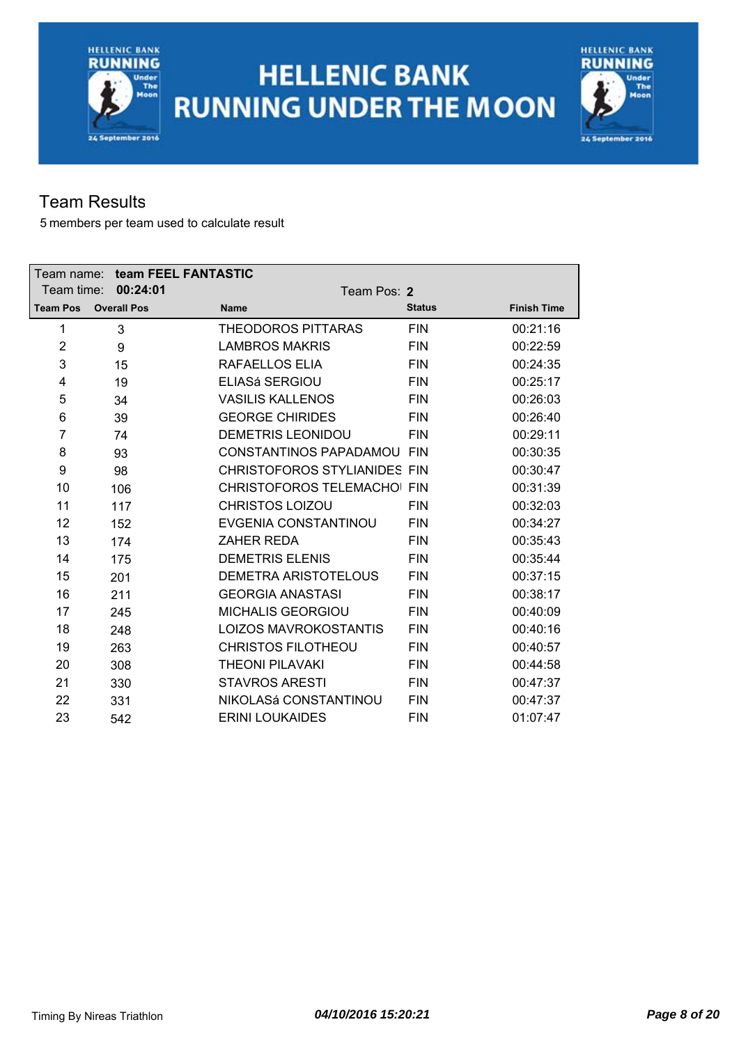# HELLENIC BANK RUNNING UNDER THE MOON

## Team Results

5 members per team used to calculate result

**Team name: team FEEL FANTASTIC**

Team time: **00:24:01**

Team Pos: **2**

| Team Pos | Overall Pos | Name | Status | Finish Time |
|---|---|---|---|---|
| 1 | 3 | THEODOROS PITTARAS | FIN | 00:21:16 |
| 2 | 9 | LAMBROS MAKRIS | FIN | 00:22:59 |
| 3 | 15 | RAFAELLOS ELIA | FIN | 00:24:35 |
| 4 | 19 | ELIASá SERGIOU | FIN | 00:25:17 |
| 5 | 34 | VASILIS KALLENOS | FIN | 00:26:03 |
| 6 | 39 | GEORGE CHIRIDES | FIN | 00:26:40 |
| 7 | 74 | DEMETRIS LEONIDOU | FIN | 00:29:11 |
| 8 | 93 | CONSTANTINOS PAPADAMOU | FIN | 00:30:35 |
| 9 | 98 | CHRISTOFOROS STYLIANIDES | FIN | 00:30:47 |
| 10 | 106 | CHRISTOFOROS TELEMACHOI | FIN | 00:31:39 |
| 11 | 117 | CHRISTOS LOIZOU | FIN | 00:32:03 |
| 12 | 152 | EVGENIA CONSTANTINOU | FIN | 00:34:27 |
| 13 | 174 | ZAHER REDA | FIN | 00:35:43 |
| 14 | 175 | DEMETRIS ELENIS | FIN | 00:35:44 |
| 15 | 201 | DEMETRA ARISTOTELOUS | FIN | 00:37:15 |
| 16 | 211 | GEORGIA ANASTASI | FIN | 00:38:17 |
| 17 | 245 | MICHALIS GEORGIOU | FIN | 00:40:09 |
| 18 | 248 | LOIZOS MAVROKOSTANTIS | FIN | 00:40:16 |
| 19 | 263 | CHRISTOS FILOTHEOU | FIN | 00:40:57 |
| 20 | 308 | THEONI PILAVAKI | FIN | 00:44:58 |
| 21 | 330 | STAVROS ARESTI | FIN | 00:47:37 |
| 22 | 331 | NIKOLASá CONSTANTINOU | FIN | 00:47:37 |
| 23 | 542 | ERINI LOUKAIDES | FIN | 01:07:47 |

Timing By Nireas Triathlon

*04/10/2016 15:20:21*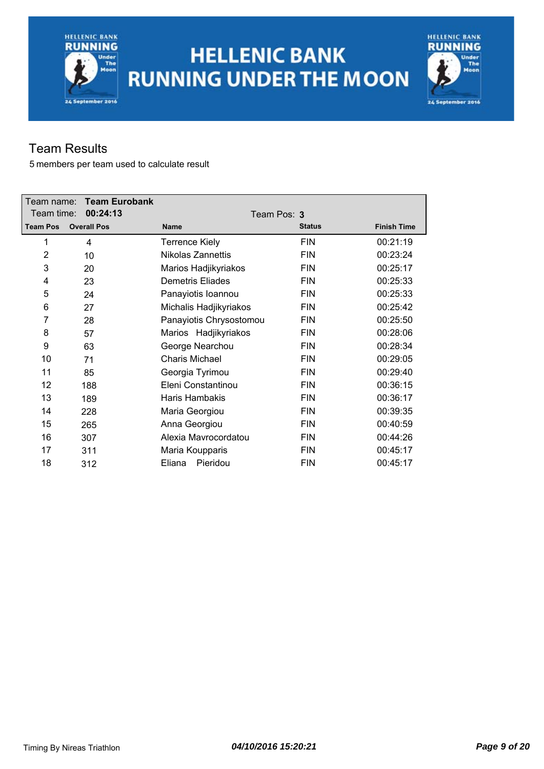# HELLENIC BANK RUNNING UNDER THE MOON

## Team Results

5 members per team used to calculate result

Team name: **Team Eurobank**
Team time: **00:24:13**
Team Pos: **3**

| Team Pos | Overall Pos | Name | Status | Finish Time |
|---|---|---|---|---|
| 1 | 4 | Terrence Kiely | FIN | 00:21:19 |
| 2 | 10 | Nikolas Zannettis | FIN | 00:23:24 |
| 3 | 20 | Marios Hadjikyriakos | FIN | 00:25:17 |
| 4 | 23 | Demetris Eliades | FIN | 00:25:33 |
| 5 | 24 | Panayiotis Ioannou | FIN | 00:25:33 |
| 6 | 27 | Michalis Hadjikyriakos | FIN | 00:25:42 |
| 7 | 28 | Panayiotis Chrysostomou | FIN | 00:25:50 |
| 8 | 57 | Marios Hadjikyriakos | FIN | 00:28:06 |
| 9 | 63 | George Nearchou | FIN | 00:28:34 |
| 10 | 71 | Charis Michael | FIN | 00:29:05 |
| 11 | 85 | Georgia Tyrimou | FIN | 00:29:40 |
| 12 | 188 | Eleni Constantinou | FIN | 00:36:15 |
| 13 | 189 | Haris Hambakis | FIN | 00:36:17 |
| 14 | 228 | Maria Georgiou | FIN | 00:39:35 |
| 15 | 265 | Anna Georgiou | FIN | 00:40:59 |
| 16 | 307 | Alexia Mavrocordatou | FIN | 00:44:26 |
| 17 | 311 | Maria Kouppari s | FIN | 00:45:17 |
| 18 | 312 | Eliana Pieridou | FIN | 00:45:17 |

Timing By Nireas Triathlon — *04/10/2016 15:20:21*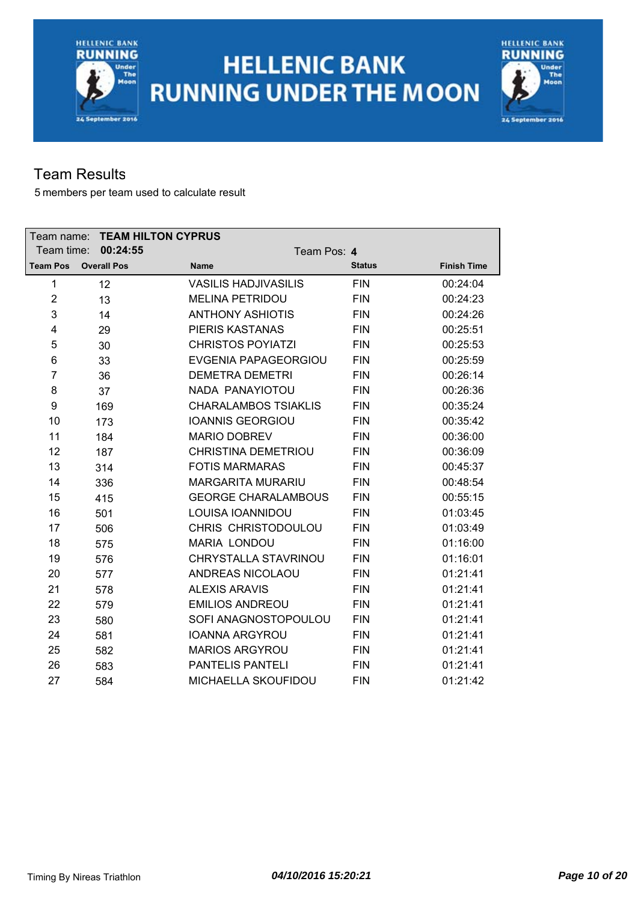# HELLENIC BANK RUNNING UNDER THE MOON

## Team Results

5 members per team used to calculate result

Team name: **TEAM HILTON CYPRUS**
Team time: **00:24:55**
Team Pos: **4**

| Team Pos | Overall Pos | Name | Status | Finish Time |
|---|---|---|---|---|
| 1 | 12 | VASILIS HADJIVASILIS | FIN | 00:24:04 |
| 2 | 13 | MELINA PETRIDOU | FIN | 00:24:23 |
| 3 | 14 | ANTHONY ASHIOTIS | FIN | 00:24:26 |
| 4 | 29 | PIERIS KASTANAS | FIN | 00:25:51 |
| 5 | 30 | CHRISTOS POYIATZI | FIN | 00:25:53 |
| 6 | 33 | EVGENIA PAPAGEORGIOU | FIN | 00:25:59 |
| 7 | 36 | DEMETRA DEMETRI | FIN | 00:26:14 |
| 8 | 37 | NADA PANAYIOTOU | FIN | 00:26:36 |
| 9 | 169 | CHARALAMBOS TSIAKLIS | FIN | 00:35:24 |
| 10 | 173 | IOANNIS GEORGIOU | FIN | 00:35:42 |
| 11 | 184 | MARIO DOBREV | FIN | 00:36:00 |
| 12 | 187 | CHRISTINA DEMETRIOU | FIN | 00:36:09 |
| 13 | 314 | FOTIS MARMARAS | FIN | 00:45:37 |
| 14 | 336 | MARGARITA MURARIU | FIN | 00:48:54 |
| 15 | 415 | GEORGE CHARALAMBOUS | FIN | 00:55:15 |
| 16 | 501 | LOUISA IOANNIDOU | FIN | 01:03:45 |
| 17 | 506 | CHRIS CHRISTODOULOU | FIN | 01:03:49 |
| 18 | 575 | MARIA LONDOU | FIN | 01:16:00 |
| 19 | 576 | CHRYSTALLA STAVRINOU | FIN | 01:16:01 |
| 20 | 577 | ANDREAS NICOLAOU | FIN | 01:21:41 |
| 21 | 578 | ALEXIS ARAVIS | FIN | 01:21:41 |
| 22 | 579 | EMILIOS ANDREOU | FIN | 01:21:41 |
| 23 | 580 | SOFI ANAGNOSTOPOULOU | FIN | 01:21:41 |
| 24 | 581 | IOANNA ARGYROU | FIN | 01:21:41 |
| 25 | 582 | MARIOS ARGYROU | FIN | 01:21:41 |
| 26 | 583 | PANTELIS PANTELI | FIN | 01:21:41 |
| 27 | 584 | MICHAELLA SKOUFIDOU | FIN | 01:21:42 |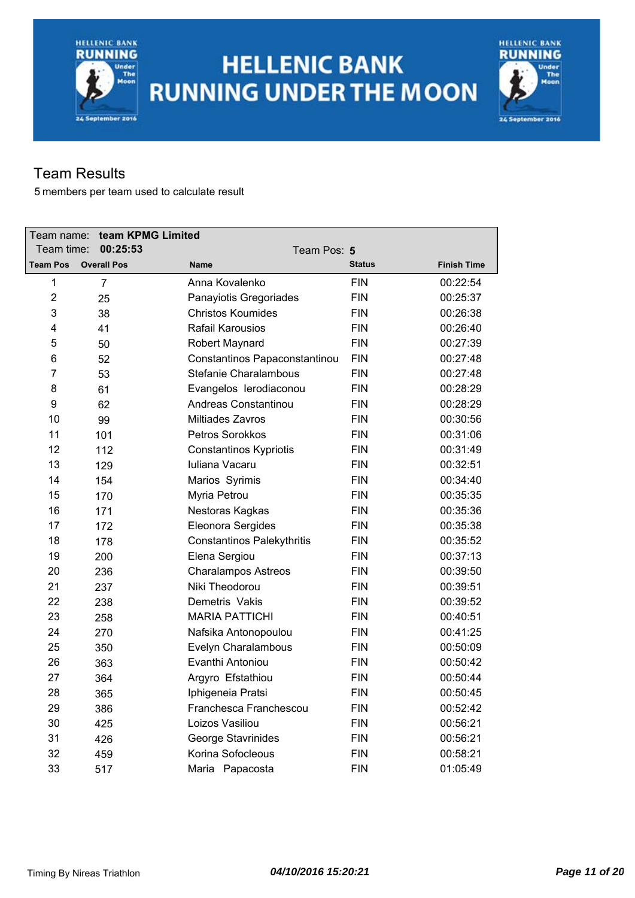# HELLENIC BANK RUNNING UNDER THE MOON

## Team Results

5 members per team used to calculate result

Team name: **team KPMG Limited**
Team time: **00:25:53**
Team Pos: **5**

| Team Pos | Overall Pos | Name | Status | Finish Time |
|---|---|---|---|---|
| 1 | 7 | Anna Kovalenko | FIN | 00:22:54 |
| 2 | 25 | Panayiotis Gregoriades | FIN | 00:25:37 |
| 3 | 38 | Christos Koumides | FIN | 00:26:38 |
| 4 | 41 | Rafail Karousios | FIN | 00:26:40 |
| 5 | 50 | Robert Maynard | FIN | 00:27:39 |
| 6 | 52 | Constantinos Papaconstantinou | FIN | 00:27:48 |
| 7 | 53 | Stefanie Charalambous | FIN | 00:27:48 |
| 8 | 61 | Evangelos Ierodiaconou | FIN | 00:28:29 |
| 9 | 62 | Andreas Constantinou | FIN | 00:28:29 |
| 10 | 99 | Miltiades Zavros | FIN | 00:30:56 |
| 11 | 101 | Petros Sorokkos | FIN | 00:31:06 |
| 12 | 112 | Constantinos Kypriotis | FIN | 00:31:49 |
| 13 | 129 | Iuliana Vacaru | FIN | 00:32:51 |
| 14 | 154 | Marios Syrimis | FIN | 00:34:40 |
| 15 | 170 | Myria Petrou | FIN | 00:35:35 |
| 16 | 171 | Nestoras Kagkas | FIN | 00:35:36 |
| 17 | 172 | Eleonora Sergides | FIN | 00:35:38 |
| 18 | 178 | Constantinos Palekythritis | FIN | 00:35:52 |
| 19 | 200 | Elena Sergiou | FIN | 00:37:13 |
| 20 | 236 | Charalampos Astreos | FIN | 00:39:50 |
| 21 | 237 | Niki Theodorou | FIN | 00:39:51 |
| 22 | 238 | Demetris Vakis | FIN | 00:39:52 |
| 23 | 258 | MARIA PATTICHI | FIN | 00:40:51 |
| 24 | 270 | Nafsika Antonopoulou | FIN | 00:41:25 |
| 25 | 350 | Evelyn Charalambous | FIN | 00:50:09 |
| 26 | 363 | Evanthi Antoniou | FIN | 00:50:42 |
| 27 | 364 | Argyro Efstathiou | FIN | 00:50:44 |
| 28 | 365 | Iphigeneia Pratsi | FIN | 00:50:45 |
| 29 | 386 | Franchesca Franchescou | FIN | 00:52:42 |
| 30 | 425 | Loizos Vasiliou | FIN | 00:56:21 |
| 31 | 426 | George Stavrinides | FIN | 00:56:21 |
| 32 | 459 | Korina Sofocleous | FIN | 00:58:21 |
| 33 | 517 | Maria Papacosta | FIN | 01:05:49 |

Timing By Nireas Triathlon *04/10/2016 15:20:21*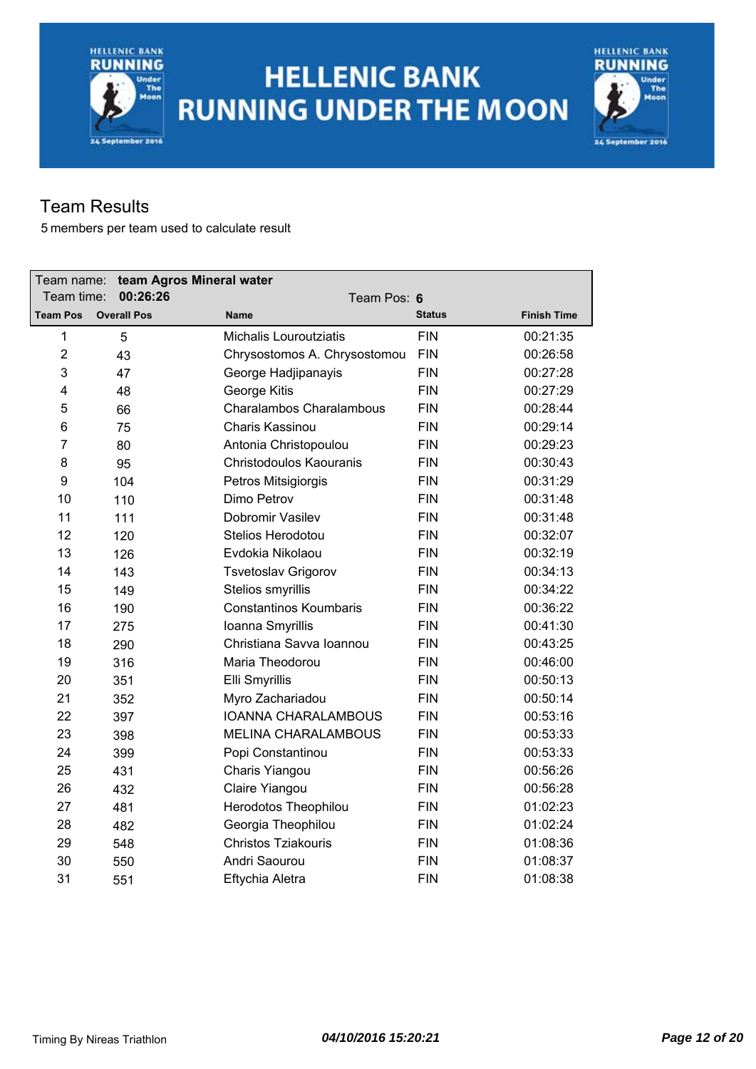# HELLENIC BANK RUNNING UNDER THE MOON

## Team Results

5 members per team used to calculate result

Team name: **team Agros Mineral water**
Team time: **00:26:26**
Team Pos: **6**

| Team Pos | Overall Pos | Name | Status | Finish Time |
|---|---|---|---|---|
| 1 | 5 | Michalis Louroutziatis | FIN | 00:21:35 |
| 2 | 43 | Chrysostomos A. Chrysostomou | FIN | 00:26:58 |
| 3 | 47 | George Hadjipanayis | FIN | 00:27:28 |
| 4 | 48 | George Kitis | FIN | 00:27:29 |
| 5 | 66 | Charalambos Charalambous | FIN | 00:28:44 |
| 6 | 75 | Charis Kassinou | FIN | 00:29:14 |
| 7 | 80 | Antonia Christopoulou | FIN | 00:29:23 |
| 8 | 95 | Christodoulos Kaouranis | FIN | 00:30:43 |
| 9 | 104 | Petros Mitsigiorgis | FIN | 00:31:29 |
| 10 | 110 | Dimo Petrov | FIN | 00:31:48 |
| 11 | 111 | Dobromir Vasilev | FIN | 00:31:48 |
| 12 | 120 | Stelios Herodotou | FIN | 00:32:07 |
| 13 | 126 | Evdokia Nikolaou | FIN | 00:32:19 |
| 14 | 143 | Tsvetoslav Grigorov | FIN | 00:34:13 |
| 15 | 149 | Stelios smyrillis | FIN | 00:34:22 |
| 16 | 190 | Constantinos Koumbaris | FIN | 00:36:22 |
| 17 | 275 | Ioanna Smyrillis | FIN | 00:41:30 |
| 18 | 290 | Christiana Savva Ioannou | FIN | 00:43:25 |
| 19 | 316 | Maria Theodorou | FIN | 00:46:00 |
| 20 | 351 | Elli Smyrillis | FIN | 00:50:13 |
| 21 | 352 | Myro Zachariadou | FIN | 00:50:14 |
| 22 | 397 | IOANNA CHARALAMBOUS | FIN | 00:53:16 |
| 23 | 398 | MELINA CHARALAMBOUS | FIN | 00:53:33 |
| 24 | 399 | Popi Constantinou | FIN | 00:53:33 |
| 25 | 431 | Charis Yiangou | FIN | 00:56:26 |
| 26 | 432 | Claire Yiangou | FIN | 00:56:28 |
| 27 | 481 | Herodotos Theophilou | FIN | 01:02:23 |
| 28 | 482 | Georgia Theophilou | FIN | 01:02:24 |
| 29 | 548 | Christos Tziakouris | FIN | 01:08:36 |
| 30 | 550 | Andri Saourou | FIN | 01:08:37 |
| 31 | 551 | Eftychia Aletra | FIN | 01:08:38 |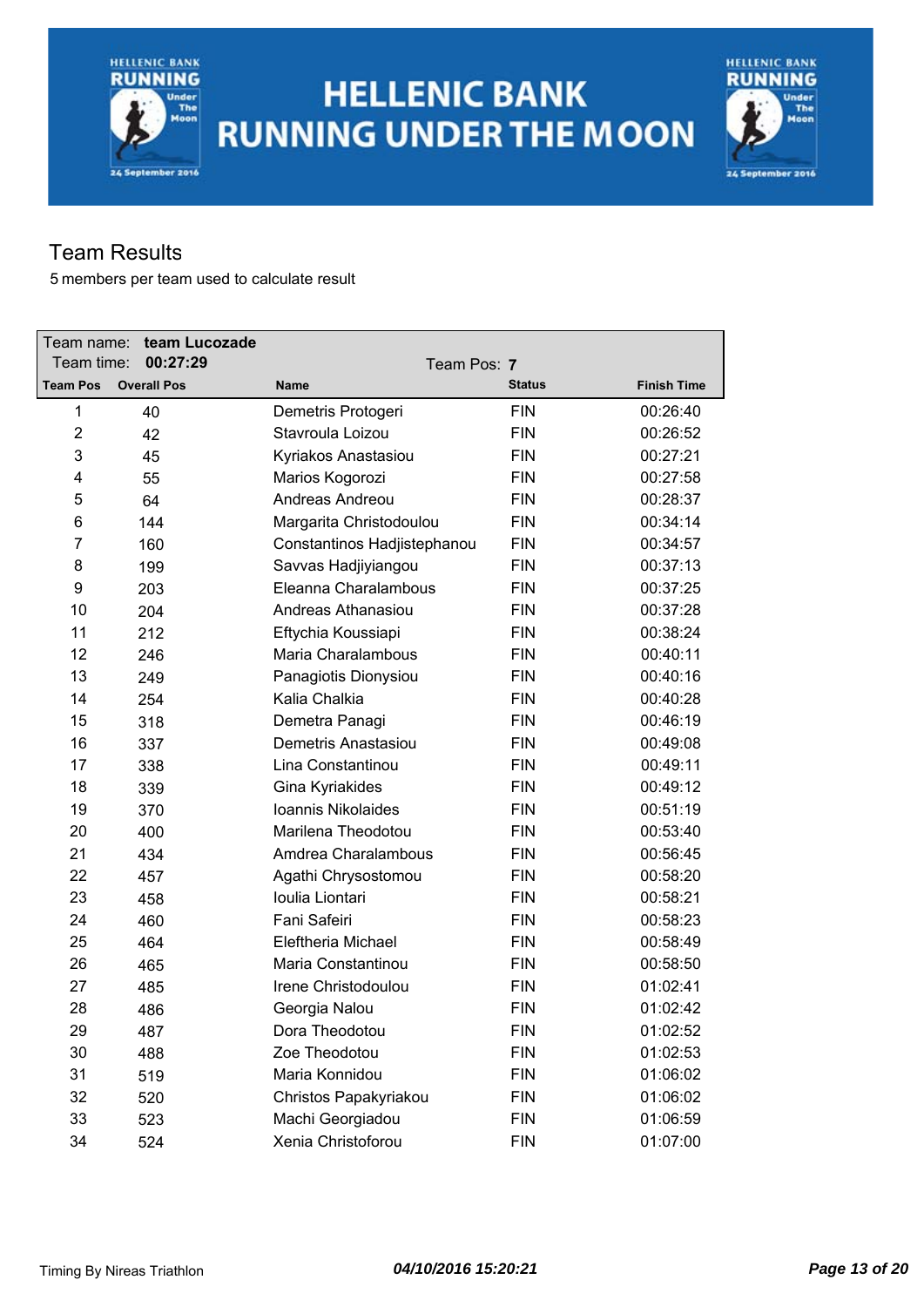# HELLENIC BANK RUNNING UNDER THE MOON

## Team Results

5 members per team used to calculate result

Team name: **team Lucozade**
Team time: **00:27:29**
Team Pos: **7**

| Team Pos | Overall Pos | Name | Status | Finish Time |
|---|---|---|---|---|
| 1 | 40 | Demetris Protogeri | FIN | 00:26:40 |
| 2 | 42 | Stavroula Loizou | FIN | 00:26:52 |
| 3 | 45 | Kyriakos Anastasiou | FIN | 00:27:21 |
| 4 | 55 | Marios Kogorozi | FIN | 00:27:58 |
| 5 | 64 | Andreas Andreou | FIN | 00:28:37 |
| 6 | 144 | Margarita Christodoulou | FIN | 00:34:14 |
| 7 | 160 | Constantinos Hadjistephanou | FIN | 00:34:57 |
| 8 | 199 | Savvas Hadjiyiangou | FIN | 00:37:13 |
| 9 | 203 | Eleanna Charalambous | FIN | 00:37:25 |
| 10 | 204 | Andreas Athanasiou | FIN | 00:37:28 |
| 11 | 212 | Eftychia Koussiapi | FIN | 00:38:24 |
| 12 | 246 | Maria Charalambous | FIN | 00:40:11 |
| 13 | 249 | Panagiotis Dionysiou | FIN | 00:40:16 |
| 14 | 254 | Kalia Chalkia | FIN | 00:40:28 |
| 15 | 318 | Demetra Panagi | FIN | 00:46:19 |
| 16 | 337 | Demetris Anastasiou | FIN | 00:49:08 |
| 17 | 338 | Lina Constantinou | FIN | 00:49:11 |
| 18 | 339 | Gina Kyriakides | FIN | 00:49:12 |
| 19 | 370 | Ioannis Nikolaides | FIN | 00:51:19 |
| 20 | 400 | Marilena Theodotou | FIN | 00:53:40 |
| 21 | 434 | Amdrea Charalambous | FIN | 00:56:45 |
| 22 | 457 | Agathi Chrysostomou | FIN | 00:58:20 |
| 23 | 458 | Ioulia Liontari | FIN | 00:58:21 |
| 24 | 460 | Fani Safeiri | FIN | 00:58:23 |
| 25 | 464 | Eleftheria Michael | FIN | 00:58:49 |
| 26 | 465 | Maria Constantinou | FIN | 00:58:50 |
| 27 | 485 | Irene Christodoulou | FIN | 01:02:41 |
| 28 | 486 | Georgia Nalou | FIN | 01:02:42 |
| 29 | 487 | Dora Theodotou | FIN | 01:02:52 |
| 30 | 488 | Zoe Theodotou | FIN | 01:02:53 |
| 31 | 519 | Maria Konnidou | FIN | 01:06:02 |
| 32 | 520 | Christos Papakyriakou | FIN | 01:06:02 |
| 33 | 523 | Machi Georgiadou | FIN | 01:06:59 |
| 34 | 524 | Xenia Christoforou | FIN | 01:07:00 |

Timing By Nireas Triathlon    *04/10/2016 15:20:21*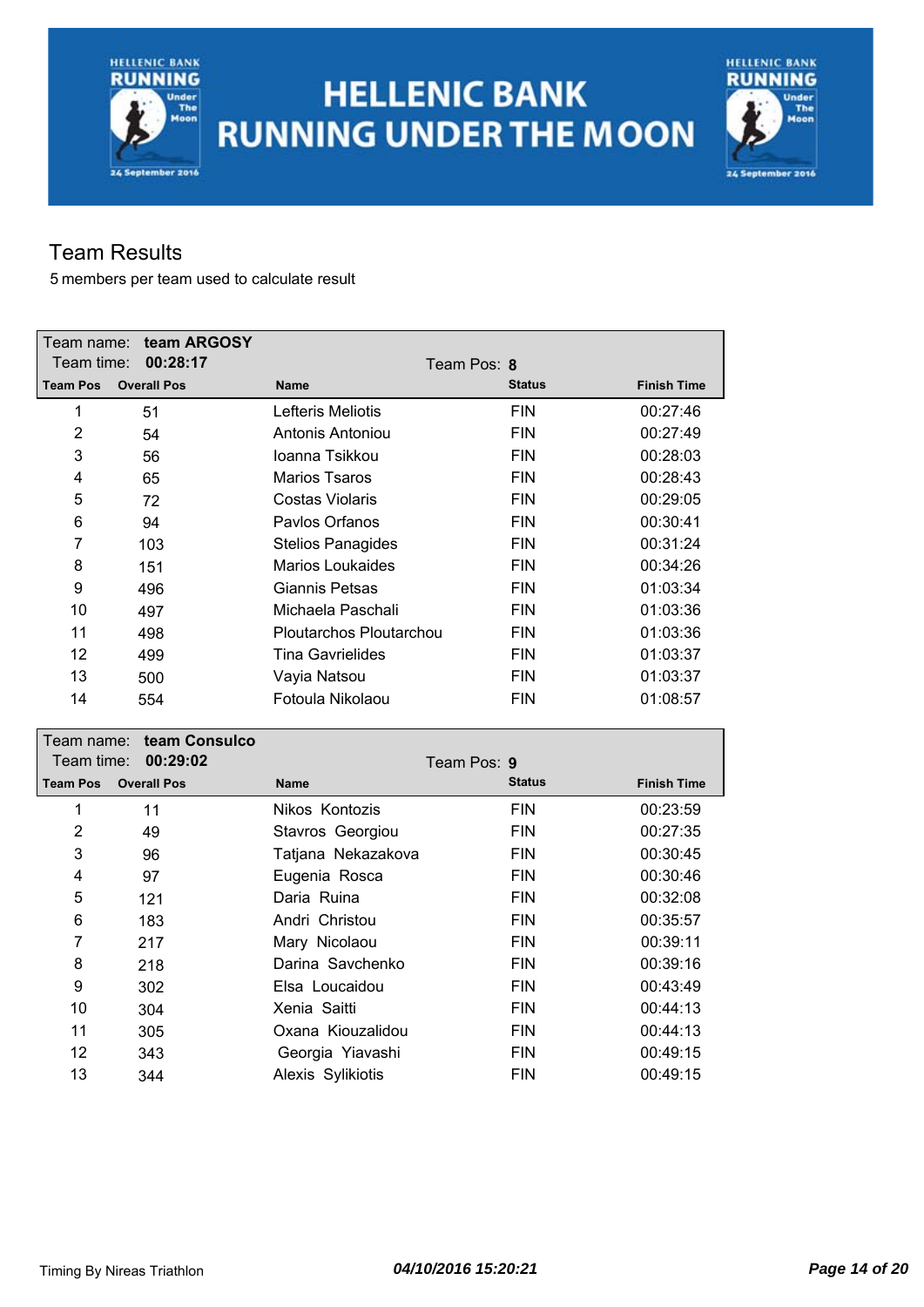# HELLENIC BANK RUNNING UNDER THE MOON

## Team Results

5 members per team used to calculate result

Team name: **team ARGOSY**
Team time: **00:28:17**
Team Pos: **8**

| Team Pos | Overall Pos | Name | Status | Finish Time |
|---|---|---|---|---|
| 1 | 51 | Lefteris Meliotis | FIN | 00:27:46 |
| 2 | 54 | Antonis Antoniou | FIN | 00:27:49 |
| 3 | 56 | Ioanna Tsikkou | FIN | 00:28:03 |
| 4 | 65 | Marios Tsaros | FIN | 00:28:43 |
| 5 | 72 | Costas Violaris | FIN | 00:29:05 |
| 6 | 94 | Pavlos Orfanos | FIN | 00:30:41 |
| 7 | 103 | Stelios Panagides | FIN | 00:31:24 |
| 8 | 151 | Marios Loukaides | FIN | 00:34:26 |
| 9 | 496 | Giannis Petsas | FIN | 01:03:34 |
| 10 | 497 | Michaela Paschali | FIN | 01:03:36 |
| 11 | 498 | Ploutarchos Ploutarchou | FIN | 01:03:36 |
| 12 | 499 | Tina Gavrielides | FIN | 01:03:37 |
| 13 | 500 | Vayia Natsou | FIN | 01:03:37 |
| 14 | 554 | Fotoula Nikolaou | FIN | 01:08:57 |

Team name: **team Consulco**
Team time: **00:29:02**
Team Pos: **9**

| Team Pos | Overall Pos | Name | Status | Finish Time |
|---|---|---|---|---|
| 1 | 11 | Nikos Kontozis | FIN | 00:23:59 |
| 2 | 49 | Stavros Georgiou | FIN | 00:27:35 |
| 3 | 96 | Tatjana Nekazakova | FIN | 00:30:45 |
| 4 | 97 | Eugenia Rosca | FIN | 00:30:46 |
| 5 | 121 | Daria Ruina | FIN | 00:32:08 |
| 6 | 183 | Andri Christou | FIN | 00:35:57 |
| 7 | 217 | Mary Nicolaou | FIN | 00:39:11 |
| 8 | 218 | Darina Savchenko | FIN | 00:39:16 |
| 9 | 302 | Elsa Loucaidou | FIN | 00:43:49 |
| 10 | 304 | Xenia Saitti | FIN | 00:44:13 |
| 11 | 305 | Oxana Kiouzalidou | FIN | 00:44:13 |
| 12 | 343 | Georgia Yiavashi | FIN | 00:49:15 |
| 13 | 344 | Alexis Sylikiotis | FIN | 00:49:15 |

Timing By Nireas Triathlon *04/10/2016 15:20:21*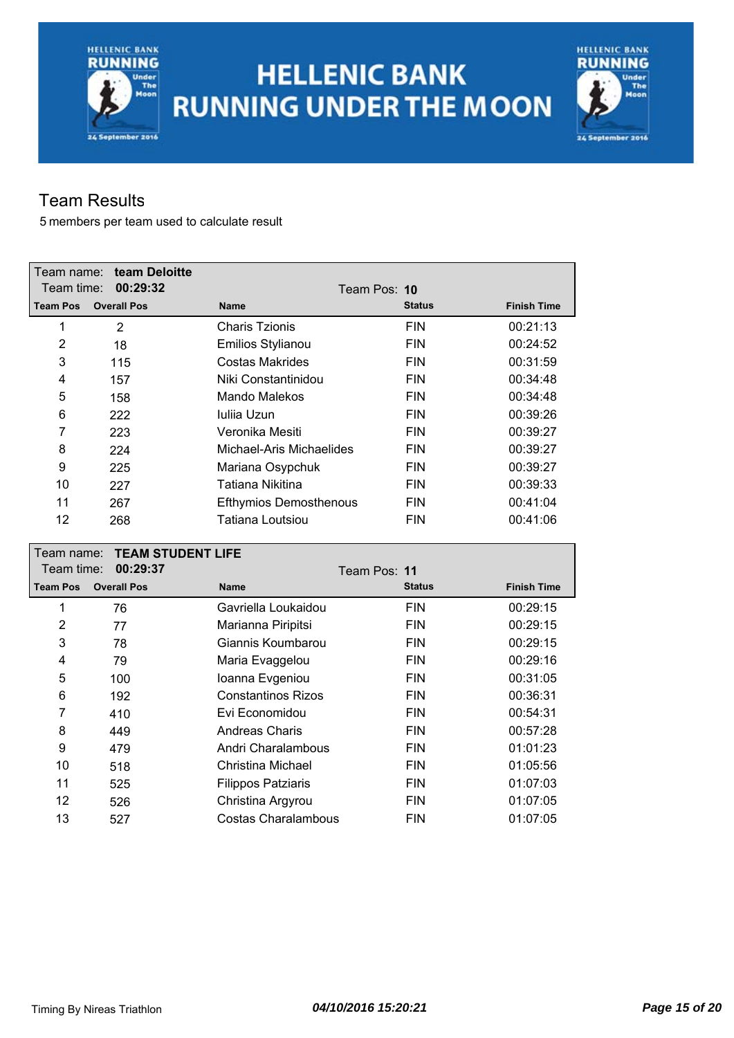# HELLENIC BANK RUNNING UNDER THE MOON

## Team Results

5 members per team used to calculate result

Team name: **team Deloitte**
Team time: **00:29:32**
Team Pos: **10**

| Team Pos | Overall Pos | Name | Status | Finish Time |
|---|---|---|---|---|
| 1 | 2 | Charis Tzionis | FIN | 00:21:13 |
| 2 | 18 | Emilios Stylianou | FIN | 00:24:52 |
| 3 | 115 | Costas Makrides | FIN | 00:31:59 |
| 4 | 157 | Niki Constantinidou | FIN | 00:34:48 |
| 5 | 158 | Mando Malekos | FIN | 00:34:48 |
| 6 | 222 | Iuliia Uzun | FIN | 00:39:26 |
| 7 | 223 | Veronika Mesiti | FIN | 00:39:27 |
| 8 | 224 | Michael-Aris Michaelides | FIN | 00:39:27 |
| 9 | 225 | Mariana Osypchuk | FIN | 00:39:27 |
| 10 | 227 | Tatiana Nikitina | FIN | 00:39:33 |
| 11 | 267 | Efthymios Demosthenous | FIN | 00:41:04 |
| 12 | 268 | Tatiana Loutsiou | FIN | 00:41:06 |

Team name: **TEAM STUDENT LIFE**
Team time: **00:29:37**
Team Pos: **11**

| Team Pos | Overall Pos | Name | Status | Finish Time |
|---|---|---|---|---|
| 1 | 76 | Gavriella Loukaidou | FIN | 00:29:15 |
| 2 | 77 | Marianna Piripitsi | FIN | 00:29:15 |
| 3 | 78 | Giannis Koumbarou | FIN | 00:29:15 |
| 4 | 79 | Maria Evaggelou | FIN | 00:29:16 |
| 5 | 100 | Ioanna Evgeniou | FIN | 00:31:05 |
| 6 | 192 | Constantinos Rizos | FIN | 00:36:31 |
| 7 | 410 | Evi Economidou | FIN | 00:54:31 |
| 8 | 449 | Andreas Charis | FIN | 00:57:28 |
| 9 | 479 | Andri Charalambous | FIN | 01:01:23 |
| 10 | 518 | Christina Michael | FIN | 01:05:56 |
| 11 | 525 | Filippos Patziaris | FIN | 01:07:03 |
| 12 | 526 | Christina Argyrou | FIN | 01:07:05 |
| 13 | 527 | Costas Charalambous | FIN | 01:07:05 |

Timing By Nireas Triathlon *04/10/2016 15:20:21*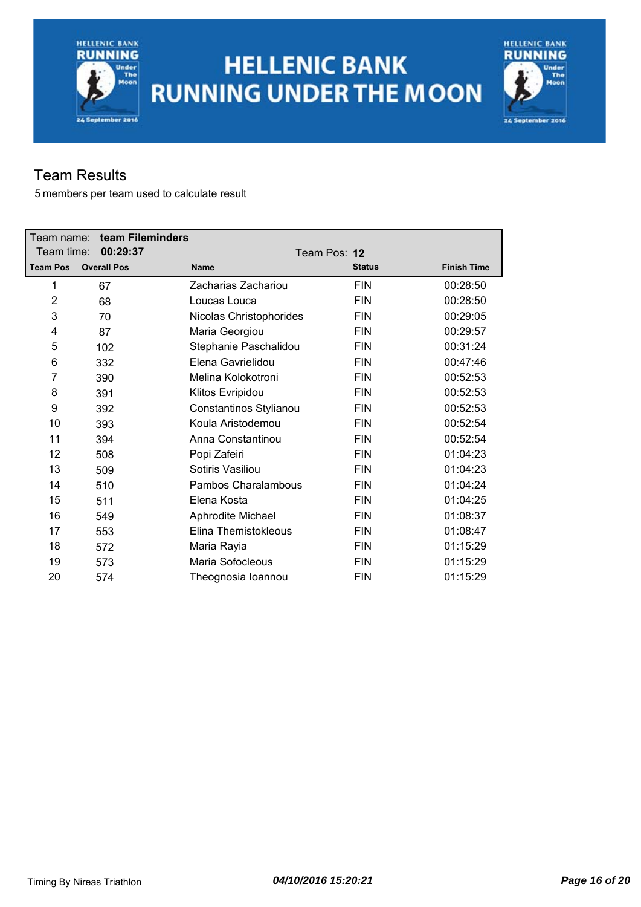# HELLENIC BANK RUNNING UNDER THE MOON

## Team Results

5 members per team used to calculate result

Team name: **team Fileminders**
Team time: **00:29:37**
Team Pos: **12**

| Team Pos | Overall Pos | Name | Status | Finish Time |
|---|---|---|---|---|
| 1 | 67 | Zacharias Zachariou | FIN | 00:28:50 |
| 2 | 68 | Loucas Louca | FIN | 00:28:50 |
| 3 | 70 | Nicolas Christophorides | FIN | 00:29:05 |
| 4 | 87 | Maria Georgiou | FIN | 00:29:57 |
| 5 | 102 | Stephanie Paschalidou | FIN | 00:31:24 |
| 6 | 332 | Elena Gavrielidou | FIN | 00:47:46 |
| 7 | 390 | Melina Kolokotroni | FIN | 00:52:53 |
| 8 | 391 | Klitos Evripidou | FIN | 00:52:53 |
| 9 | 392 | Constantinos Stylianou | FIN | 00:52:53 |
| 10 | 393 | Koula Aristodemou | FIN | 00:52:54 |
| 11 | 394 | Anna Constantinou | FIN | 00:52:54 |
| 12 | 508 | Popi Zafeiri | FIN | 01:04:23 |
| 13 | 509 | Sotiris Vasiliou | FIN | 01:04:23 |
| 14 | 510 | Pambos Charalambous | FIN | 01:04:24 |
| 15 | 511 | Elena Kosta | FIN | 01:04:25 |
| 16 | 549 | Aphrodite Michael | FIN | 01:08:37 |
| 17 | 553 | Elina Themistokleous | FIN | 01:08:47 |
| 18 | 572 | Maria Rayia | FIN | 01:15:29 |
| 19 | 573 | Maria Sofocleous | FIN | 01:15:29 |
| 20 | 574 | Theognosia Ioannou | FIN | 01:15:29 |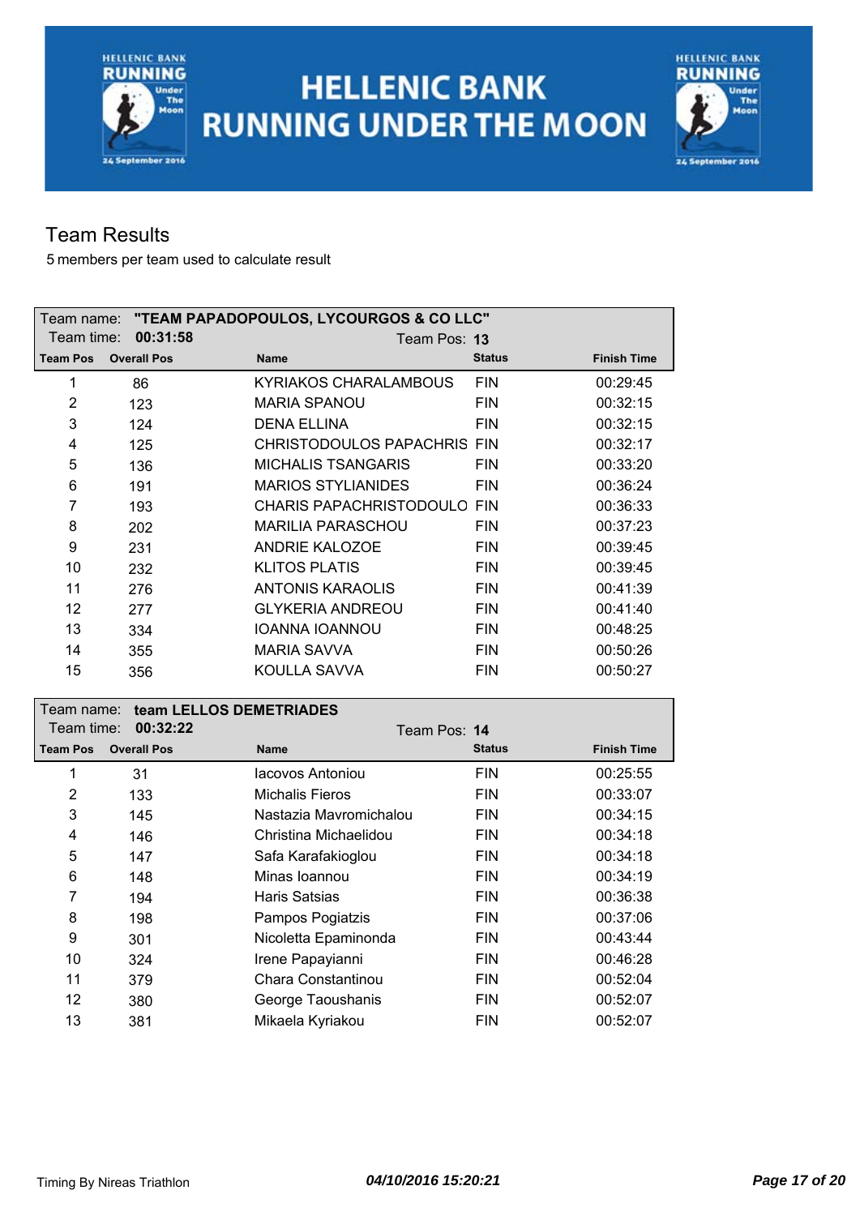# HELLENIC BANK RUNNING UNDER THE MOON

## Team Results

5 members per team used to calculate result

Team name: **"TEAM PAPADOPOULOS, LYCOURGOS & CO LLC"**
Team time: **00:31:58** Team Pos: **13**

| Team Pos | Overall Pos | Name | Status | Finish Time |
|---|---|---|---|---|
| 1 | 86 | KYRIAKOS CHARALAMBOUS | FIN | 00:29:45 |
| 2 | 123 | MARIA SPANOU | FIN | 00:32:15 |
| 3 | 124 | DENA ELLINA | FIN | 00:32:15 |
| 4 | 125 | CHRISTODOULOS PAPACHRIS | FIN | 00:32:17 |
| 5 | 136 | MICHALIS TSANGARIS | FIN | 00:33:20 |
| 6 | 191 | MARIOS STYLIANIDES | FIN | 00:36:24 |
| 7 | 193 | CHARIS PAPACHRISTODOULO | FIN | 00:36:33 |
| 8 | 202 | MARILIA PARASCHOU | FIN | 00:37:23 |
| 9 | 231 | ANDRIE KALOZOE | FIN | 00:39:45 |
| 10 | 232 | KLITOS PLATIS | FIN | 00:39:45 |
| 11 | 276 | ANTONIS KARAOLIS | FIN | 00:41:39 |
| 12 | 277 | GLYKERIA ANDREOU | FIN | 00:41:40 |
| 13 | 334 | IOANNA IOANNOU | FIN | 00:48:25 |
| 14 | 355 | MARIA SAVVA | FIN | 00:50:26 |
| 15 | 356 | KOULLA SAVVA | FIN | 00:50:27 |

Team name: **team LELLOS DEMETRIADES**
Team time: **00:32:22** Team Pos: **14**

| Team Pos | Overall Pos | Name | Status | Finish Time |
|---|---|---|---|---|
| 1 | 31 | Iacovos Antoniou | FIN | 00:25:55 |
| 2 | 133 | Michalis Fieros | FIN | 00:33:07 |
| 3 | 145 | Nastazia Mavromichalou | FIN | 00:34:15 |
| 4 | 146 | Christina Michaelidou | FIN | 00:34:18 |
| 5 | 147 | Safa Karafakioglou | FIN | 00:34:18 |
| 6 | 148 | Minas Ioannou | FIN | 00:34:19 |
| 7 | 194 | Haris Satsias | FIN | 00:36:38 |
| 8 | 198 | Pampos Pogiatzis | FIN | 00:37:06 |
| 9 | 301 | Nicoletta Epaminonda | FIN | 00:43:44 |
| 10 | 324 | Irene Papayianni | FIN | 00:46:28 |
| 11 | 379 | Chara Constantinou | FIN | 00:52:04 |
| 12 | 380 | George Taoushanis | FIN | 00:52:07 |
| 13 | 381 | Mikaela Kyriakou | FIN | 00:52:07 |

Timing By Nireas Triathlon *04/10/2016 15:20:21*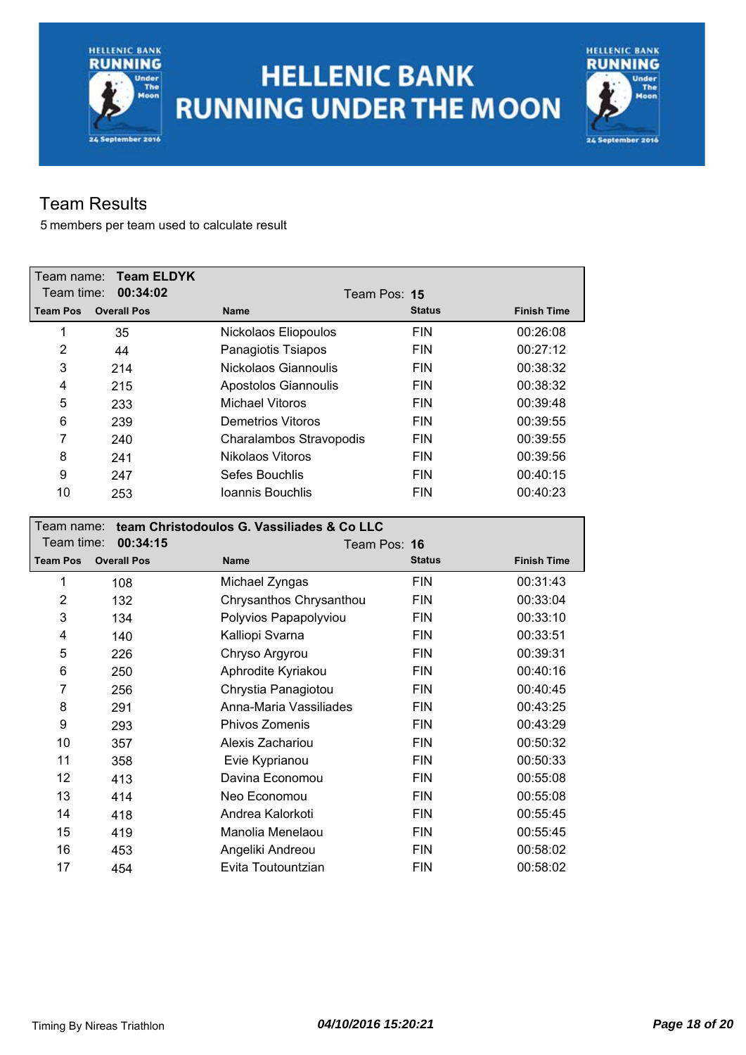# HELLENIC BANK RUNNING UNDER THE MOON

## Team Results

5 members per team used to calculate result

**Team name: Team ELDYK**
**Team time: 00:34:02**
**Team Pos: 15**

| Team Pos | Overall Pos | Name | Status | Finish Time |
|---|---|---|---|---|
| 1 | 35 | Nickolaos Eliopoulos | FIN | 00:26:08 |
| 2 | 44 | Panagiotis Tsiapos | FIN | 00:27:12 |
| 3 | 214 | Nickolaos Giannoulis | FIN | 00:38:32 |
| 4 | 215 | Apostolos Giannoulis | FIN | 00:38:32 |
| 5 | 233 | Michael Vitoros | FIN | 00:39:48 |
| 6 | 239 | Demetrios Vitoros | FIN | 00:39:55 |
| 7 | 240 | Charalambos Stravopodis | FIN | 00:39:55 |
| 8 | 241 | Nikolaos Vitoros | FIN | 00:39:56 |
| 9 | 247 | Sefes Bouchlis | FIN | 00:40:15 |
| 10 | 253 | Ioannis Bouchlis | FIN | 00:40:23 |

**Team name: team Christodoulos G. Vassiliades & Co LLC**
**Team time: 00:34:15**
**Team Pos: 16**

| Team Pos | Overall Pos | Name | Status | Finish Time |
|---|---|---|---|---|
| 1 | 108 | Michael Zyngas | FIN | 00:31:43 |
| 2 | 132 | Chrysanthos Chrysanthou | FIN | 00:33:04 |
| 3 | 134 | Polyvios Papapolyviou | FIN | 00:33:10 |
| 4 | 140 | Kalliopi Svarna | FIN | 00:33:51 |
| 5 | 226 | Chryso Argyrou | FIN | 00:39:31 |
| 6 | 250 | Aphrodite Kyriakou | FIN | 00:40:16 |
| 7 | 256 | Chrystia Panagiotou | FIN | 00:40:45 |
| 8 | 291 | Anna-Maria Vassiliades | FIN | 00:43:25 |
| 9 | 293 | Phivos Zomenis | FIN | 00:43:29 |
| 10 | 357 | Alexis Zachariou | FIN | 00:50:32 |
| 11 | 358 | Evie Kyprianou | FIN | 00:50:33 |
| 12 | 413 | Davina Economou | FIN | 00:55:08 |
| 13 | 414 | Neo Economou | FIN | 00:55:08 |
| 14 | 418 | Andrea Kalorkoti | FIN | 00:55:45 |
| 15 | 419 | Manolia Menelaou | FIN | 00:55:45 |
| 16 | 453 | Angeliki Andreou | FIN | 00:58:02 |
| 17 | 454 | Evita Toutountzian | FIN | 00:58:02 |

Timing By Nireas Triathlon | *04/10/2016 15:20:21*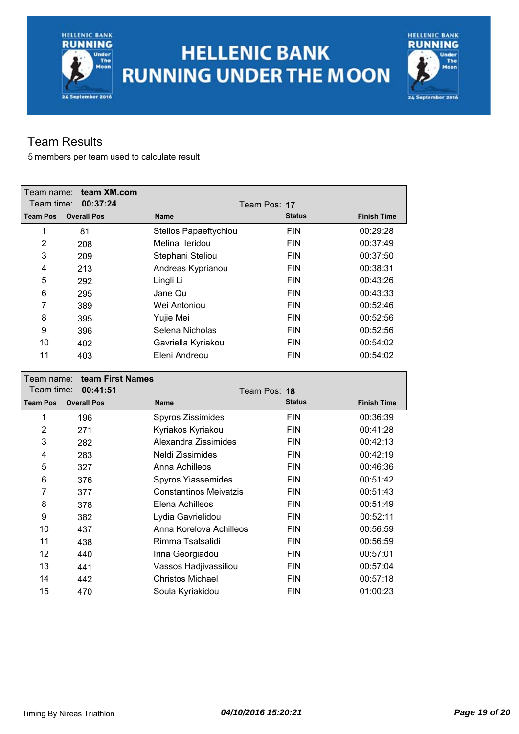# HELLENIC BANK RUNNING UNDER THE MOON

## Team Results

5 members per team used to calculate result

Team name: **team XM.com**
Team time: **00:37:24**
Team Pos: **17**

| Team Pos | Overall Pos | Name | Status | Finish Time |
|---|---|---|---|---|
| 1 | 81 | Stelios Papaeftychiou | FIN | 00:29:28 |
| 2 | 208 | Melina Ieridou | FIN | 00:37:49 |
| 3 | 209 | Stephani Steliou | FIN | 00:37:50 |
| 4 | 213 | Andreas Kyprianou | FIN | 00:38:31 |
| 5 | 292 | Lingli Li | FIN | 00:43:26 |
| 6 | 295 | Jane Qu | FIN | 00:43:33 |
| 7 | 389 | Wei Antoniou | FIN | 00:52:46 |
| 8 | 395 | Yujie Mei | FIN | 00:52:56 |
| 9 | 396 | Selena Nicholas | FIN | 00:52:56 |
| 10 | 402 | Gavriella Kyriakou | FIN | 00:54:02 |
| 11 | 403 | Eleni Andreou | FIN | 00:54:02 |

Team name: **team First Names**
Team time: **00:41:51**
Team Pos: **18**

| Team Pos | Overall Pos | Name | Status | Finish Time |
|---|---|---|---|---|
| 1 | 196 | Spyros Zissimides | FIN | 00:36:39 |
| 2 | 271 | Kyriakos Kyriakou | FIN | 00:41:28 |
| 3 | 282 | Alexandra Zissimides | FIN | 00:42:13 |
| 4 | 283 | Neldi Zissimides | FIN | 00:42:19 |
| 5 | 327 | Anna Achilleos | FIN | 00:46:36 |
| 6 | 376 | Spyros Yiassemides | FIN | 00:51:42 |
| 7 | 377 | Constantinos Meivatzis | FIN | 00:51:43 |
| 8 | 378 | Elena Achilleos | FIN | 00:51:49 |
| 9 | 382 | Lydia Gavrielidou | FIN | 00:52:11 |
| 10 | 437 | Anna Korelova Achilleos | FIN | 00:56:59 |
| 11 | 438 | Rimma Tsatsalidi | FIN | 00:56:59 |
| 12 | 440 | Irina Georgiadou | FIN | 00:57:01 |
| 13 | 441 | Vassos Hadjivassiliou | FIN | 00:57:04 |
| 14 | 442 | Christos Michael | FIN | 00:57:18 |
| 15 | 470 | Soula Kyriakidou | FIN | 01:00:23 |

Timing By Nireas Triathlon *04/10/2016 15:20:21*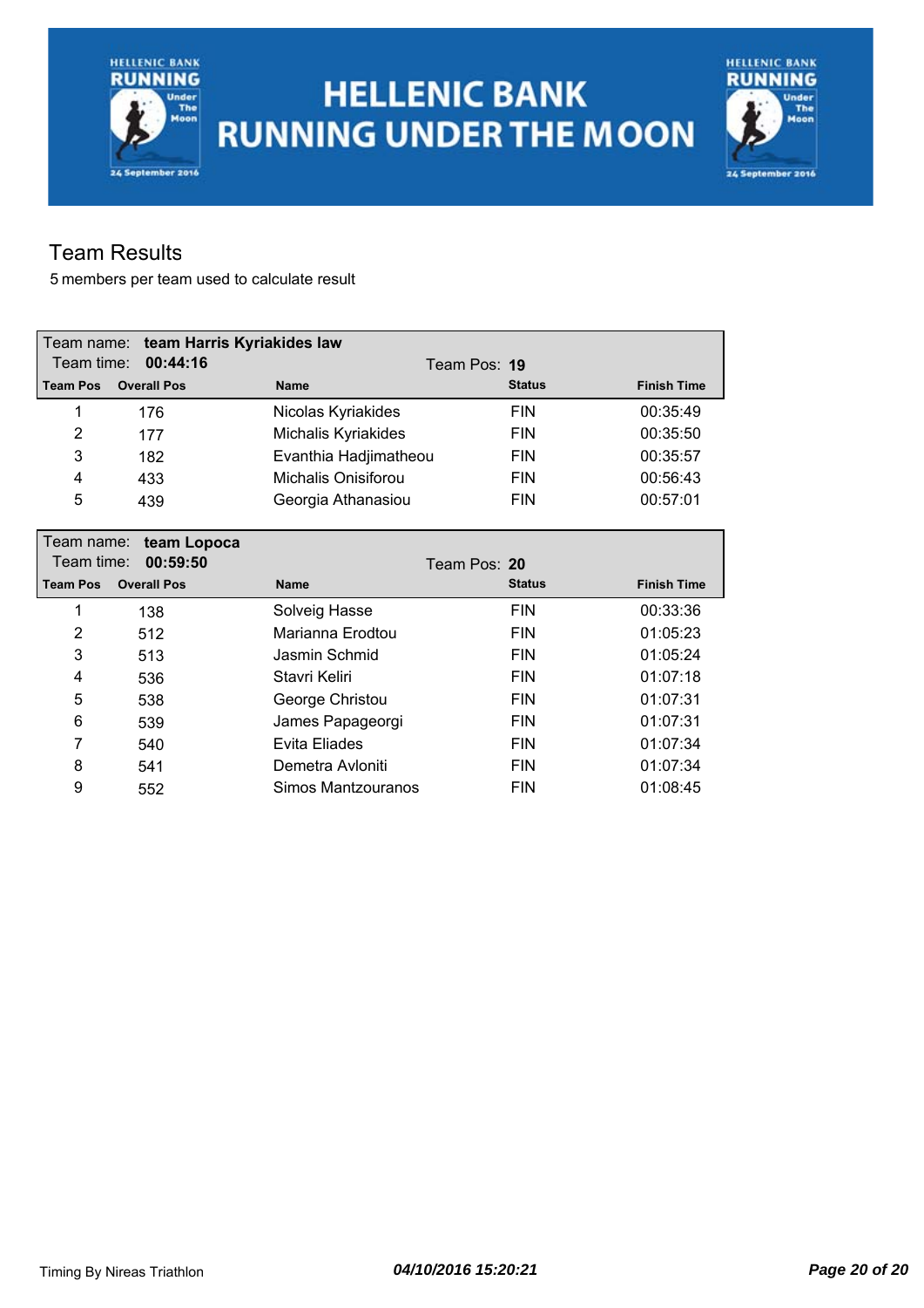# HELLENIC BANK RUNNING UNDER THE MOON

## Team Results

5 members per team used to calculate result

**Team name: team Harris Kyriakides law**
Team time: **00:44:16**
Team Pos: **19**

| Team Pos | Overall Pos | Name | Status | Finish Time |
|---|---|---|---|---|
| 1 | 176 | Nicolas Kyriakides | FIN | 00:35:49 |
| 2 | 177 | Michalis Kyriakides | FIN | 00:35:50 |
| 3 | 182 | Evanthia Hadjimatheou | FIN | 00:35:57 |
| 4 | 433 | Michalis Onisiforou | FIN | 00:56:43 |
| 5 | 439 | Georgia Athanasiou | FIN | 00:57:01 |

**Team name: team Lopoca**
Team time: **00:59:50**
Team Pos: **20**

| Team Pos | Overall Pos | Name | Status | Finish Time |
|---|---|---|---|---|
| 1 | 138 | Solveig Hasse | FIN | 00:33:36 |
| 2 | 512 | Marianna Erodtou | FIN | 01:05:23 |
| 3 | 513 | Jasmin Schmid | FIN | 01:05:24 |
| 4 | 536 | Stavri Keliri | FIN | 01:07:18 |
| 5 | 538 | George Christou | FIN | 01:07:31 |
| 6 | 539 | James Papageorgi | FIN | 01:07:31 |
| 7 | 540 | Evita Eliades | FIN | 01:07:34 |
| 8 | 541 | Demetra Avloniti | FIN | 01:07:34 |
| 9 | 552 | Simos Mantzouranos | FIN | 01:08:45 |

Timing By Nireas Triathlon *04/10/2016 15:20:21*